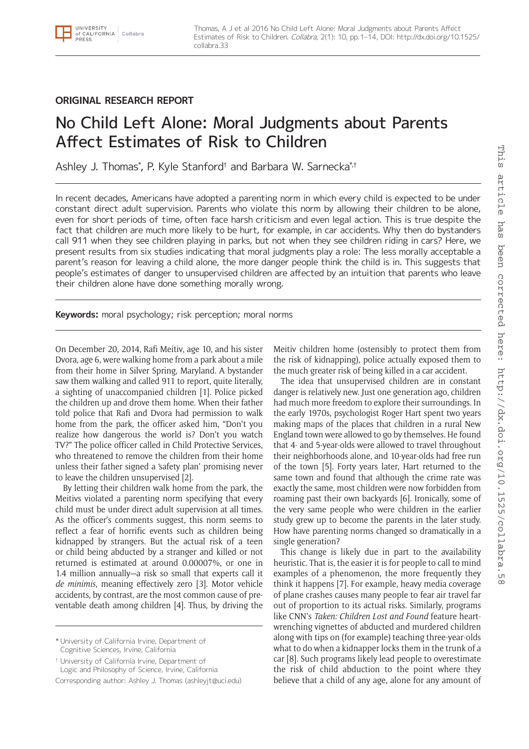ORIGINAL RESEARCH REPORT

# No Child Left Alone: Moral Judgments about Parents Affect Estimates of Risk to Children

Ashley J. Thomas[*], P. Kyle Stanford[†] and Barbara W. Sarnecka[*,†]

In recent decades, Americans have adopted a parenting norm in which every child is expected to be under constant direct adult supervision. Parents who violate this norm by allowing their children to be alone, even for short periods of time, often face harsh criticism and even legal action. This is true despite the fact that children are much more likely to be hurt, for example, in car accidents. Why then do bystanders call 911 when they see children playing in parks, but not when they see children riding in cars? Here, we present results from six studies indicating that moral judgments play a role: The less morally acceptable a parent's reason for leaving a child alone, the more danger people think the child is in. This suggests that people's estimates of danger to unsupervised children are affected by an intuition that parents who leave their children alone have done something morally wrong.

**Keywords:** moral psychology; risk perception; moral norms

On December 20, 2014, Rafi Meitiv, age 10, and his sister Dvora, age 6, were walking home from a park about a mile from their home in Silver Spring, Maryland. A bystander saw them walking and called 911 to report, quite literally, a sighting of unaccompanied children [1]. Police picked the children up and drove them home. When their father told police that Rafi and Dvora had permission to walk home from the park, the officer asked him, "Don't you realize how dangerous the world is? Don't you watch TV?" The police officer called in Child Protective Services, who threatened to remove the children from their home unless their father signed a 'safety plan' promising never to leave the children unsupervised [2].

By letting their children walk home from the park, the Meitivs violated a parenting norm specifying that every child must be under direct adult supervision at all times. As the officer's comments suggest, this norm seems to reflect a fear of horrific events such as children being kidnapped by strangers. But the actual risk of a teen or child being abducted by a stranger and killed or not returned is estimated at around 0.00007%, or one in 1.4 million annually—a risk so small that experts call it *de minimis*, meaning effectively zero [3]. Motor vehicle accidents, by contrast, are the most common cause of preventable death among children [4]. Thus, by driving the Meitiv children home (ostensibly to protect them from the risk of kidnapping), police actually exposed them to the much greater risk of being killed in a car accident.

The idea that unsupervised children are in constant danger is relatively new. Just one generation ago, children had much more freedom to explore their surroundings. In the early 1970s, psychologist Roger Hart spent two years making maps of the places that children in a rural New England town were allowed to go by themselves. He found that 4- and 5-year-olds were allowed to travel throughout their neighborhoods alone, and 10-year-olds had free run of the town [5]. Forty years later, Hart returned to the same town and found that although the crime rate was exactly the same, most children were now forbidden from roaming past their own backyards [6]. Ironically, some of the very same people who were children in the earlier study grew up to become the parents in the later study. How have parenting norms changed so dramatically in a single generation?

This change is likely due in part to the availability heuristic. That is, the easier it is for people to call to mind examples of a phenomenon, the more frequently they think it happens [7]. For example, heavy media coverage of plane crashes causes many people to fear air travel far out of proportion to its actual risks. Similarly, programs like CNN's *Taken: Children Lost and Found* feature heart-wrenching vignettes of abducted and murdered children along with tips on (for example) teaching three-year-olds what to do when a kidnapper locks them in the trunk of a car [8]. Such programs likely lead people to overestimate the risk of child abduction to the point where they believe that a child of any age, alone for any amount of

[*] University of California Irvine, Department of Cognitive Sciences, Irvine, California

[†] University of California Irvine, Department of Logic and Philosophy of Science, Irvine, California

Corresponding author: Ashley J. Thomas (ashleyjt@uci.edu)

This article has been corrected here: http://dx.doi.org/10.1525/collabra.58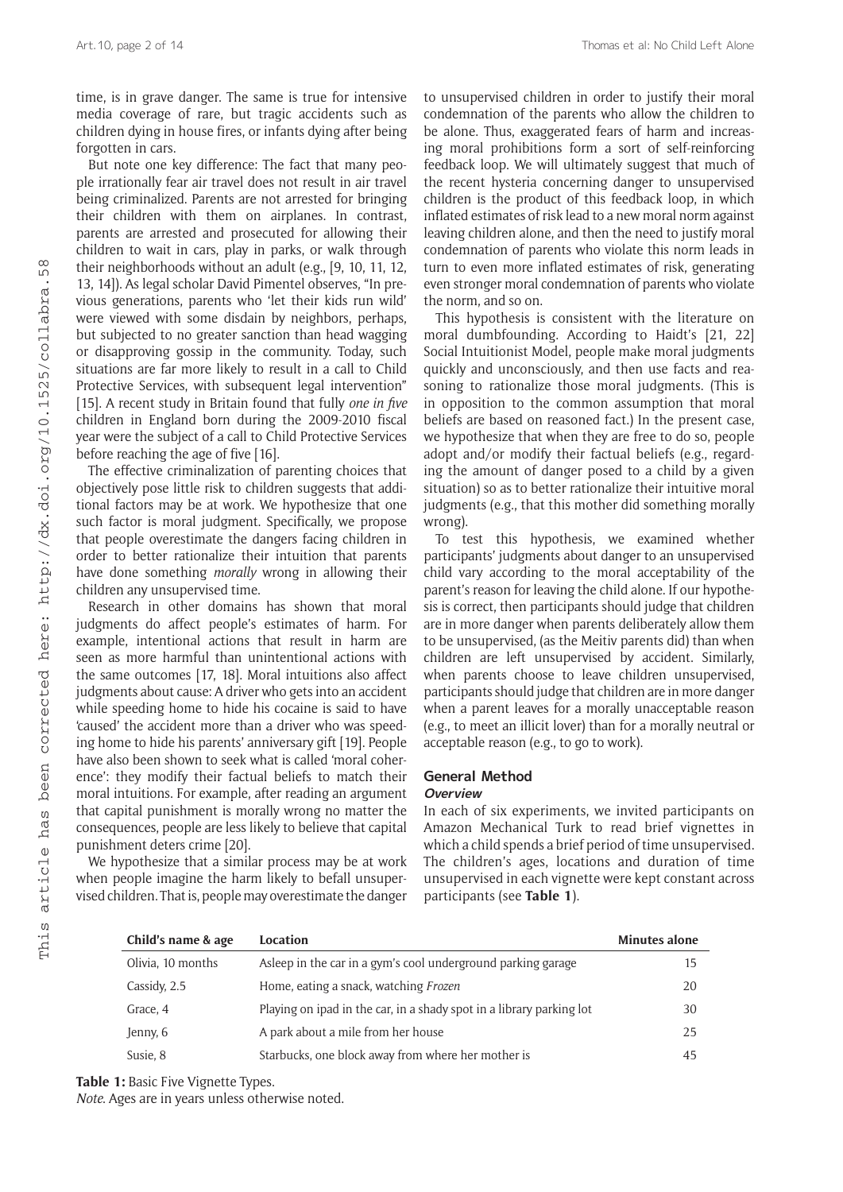time, is in grave danger. The same is true for intensive media coverage of rare, but tragic accidents such as children dying in house fires, or infants dying after being forgotten in cars.

But note one key difference: The fact that many people irrationally fear air travel does not result in air travel being criminalized. Parents are not arrested for bringing their children with them on airplanes. In contrast, parents are arrested and prosecuted for allowing their children to wait in cars, play in parks, or walk through their neighborhoods without an adult (e.g., [9, 10, 11, 12, 13, 14]). As legal scholar David Pimentel observes, "In previous generations, parents who 'let their kids run wild' were viewed with some disdain by neighbors, perhaps, but subjected to no greater sanction than head wagging or disapproving gossip in the community. Today, such situations are far more likely to result in a call to Child Protective Services, with subsequent legal intervention" [15]. A recent study in Britain found that fully *one in five* children in England born during the 2009-2010 fiscal year were the subject of a call to Child Protective Services before reaching the age of five [16].

The effective criminalization of parenting choices that objectively pose little risk to children suggests that additional factors may be at work. We hypothesize that one such factor is moral judgment. Specifically, we propose that people overestimate the dangers facing children in order to better rationalize their intuition that parents have done something *morally* wrong in allowing their children any unsupervised time.

Research in other domains has shown that moral judgments do affect people's estimates of harm. For example, intentional actions that result in harm are seen as more harmful than unintentional actions with the same outcomes [17, 18]. Moral intuitions also affect judgments about cause: A driver who gets into an accident while speeding home to hide his cocaine is said to have 'caused' the accident more than a driver who was speeding home to hide his parents' anniversary gift [19]. People have also been shown to seek what is called 'moral coherence': they modify their factual beliefs to match their moral intuitions. For example, after reading an argument that capital punishment is morally wrong no matter the consequences, people are less likely to believe that capital punishment deters crime [20].

We hypothesize that a similar process may be at work when people imagine the harm likely to befall unsupervised children. That is, people may overestimate the danger to unsupervised children in order to justify their moral condemnation of the parents who allow the children to be alone. Thus, exaggerated fears of harm and increasing moral prohibitions form a sort of self-reinforcing feedback loop. We will ultimately suggest that much of the recent hysteria concerning danger to unsupervised children is the product of this feedback loop, in which inflated estimates of risk lead to a new moral norm against leaving children alone, and then the need to justify moral condemnation of parents who violate this norm leads in turn to even more inflated estimates of risk, generating even stronger moral condemnation of parents who violate the norm, and so on.

This hypothesis is consistent with the literature on moral dumbfounding. According to Haidt's [21, 22] Social Intuitionist Model, people make moral judgments quickly and unconsciously, and then use facts and reasoning to rationalize those moral judgments. (This is in opposition to the common assumption that moral beliefs are based on reasoned fact.) In the present case, we hypothesize that when they are free to do so, people adopt and/or modify their factual beliefs (e.g., regarding the amount of danger posed to a child by a given situation) so as to better rationalize their intuitive moral judgments (e.g., that this mother did something morally wrong).

To test this hypothesis, we examined whether participants' judgments about danger to an unsupervised child vary according to the moral acceptability of the parent's reason for leaving the child alone. If our hypothesis is correct, then participants should judge that children are in more danger when parents deliberately allow them to be unsupervised, (as the Meitiv parents did) than when children are left unsupervised by accident. Similarly, when parents choose to leave children unsupervised, participants should judge that children are in more danger when a parent leaves for a morally unacceptable reason (e.g., to meet an illicit lover) than for a morally neutral or acceptable reason (e.g., to go to work).

## General Method

### Overview

In each of six experiments, we invited participants on Amazon Mechanical Turk to read brief vignettes in which a child spends a brief period of time unsupervised. The children's ages, locations and duration of time unsupervised in each vignette were kept constant across participants (see **Table 1**).

| Child's name & age | Location | Minutes alone |
|---|---|---|
| Olivia, 10 months | Asleep in the car in a gym's cool underground parking garage | 15 |
| Cassidy, 2.5 | Home, eating a snack, watching *Frozen* | 20 |
| Grace, 4 | Playing on ipad in the car, in a shady spot in a library parking lot | 30 |
| Jenny, 6 | A park about a mile from her house | 25 |
| Susie, 8 | Starbucks, one block away from where her mother is | 45 |

**Table 1:** Basic Five Vignette Types.
*Note*. Ages are in years unless otherwise noted.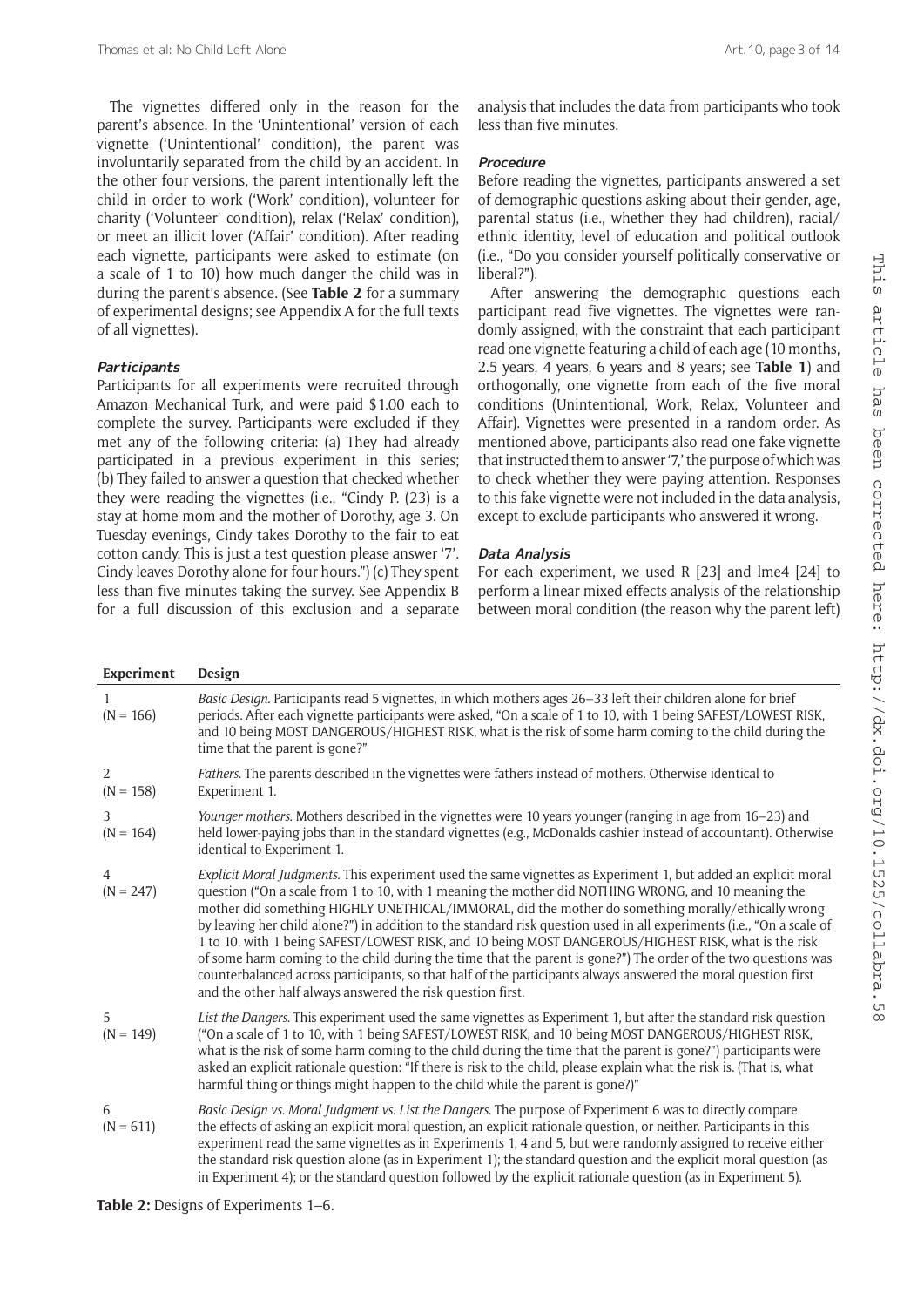The vignettes differed only in the reason for the parent's absence. In the 'Unintentional' version of each vignette ('Unintentional' condition), the parent was involuntarily separated from the child by an accident. In the other four versions, the parent intentionally left the child in order to work ('Work' condition), volunteer for charity ('Volunteer' condition), relax ('Relax' condition), or meet an illicit lover ('Affair' condition). After reading each vignette, participants were asked to estimate (on a scale of 1 to 10) how much danger the child was in during the parent's absence. (See **Table 2** for a summary of experimental designs; see Appendix A for the full texts of all vignettes).

### *Participants*

Participants for all experiments were recruited through Amazon Mechanical Turk, and were paid $1.00 each to complete the survey. Participants were excluded if they met any of the following criteria: (a) They had already participated in a previous experiment in this series; (b) They failed to answer a question that checked whether they were reading the vignettes (i.e., "Cindy P. (23) is a stay at home mom and the mother of Dorothy, age 3. On Tuesday evenings, Cindy takes Dorothy to the fair to eat cotton candy. This is just a test question please answer '7'. Cindy leaves Dorothy alone for four hours.") (c) They spent less than five minutes taking the survey. See Appendix B for a full discussion of this exclusion and a separate analysis that includes the data from participants who took less than five minutes.

### *Procedure*

Before reading the vignettes, participants answered a set of demographic questions asking about their gender, age, parental status (i.e., whether they had children), racial/ethnic identity, level of education and political outlook (i.e., "Do you consider yourself politically conservative or liberal?").

After answering the demographic questions each participant read five vignettes. The vignettes were randomly assigned, with the constraint that each participant read one vignette featuring a child of each age (10 months, 2.5 years, 4 years, 6 years and 8 years; see **Table 1**) and orthogonally, one vignette from each of the five moral conditions (Unintentional, Work, Relax, Volunteer and Affair). Vignettes were presented in a random order. As mentioned above, participants also read one fake vignette that instructed them to answer '7,' the purpose of which was to check whether they were paying attention. Responses to this fake vignette were not included in the data analysis, except to exclude participants who answered it wrong.

### *Data Analysis*

For each experiment, we used R [23] and lme4 [24] to perform a linear mixed effects analysis of the relationship between moral condition (the reason why the parent left)

| Experiment | Design |
|---|---|
| 1 (N = 166) | *Basic Design.* Participants read 5 vignettes, in which mothers ages 26–33 left their children alone for brief periods. After each vignette participants were asked, "On a scale of 1 to 10, with 1 being SAFEST/LOWEST RISK, and 10 being MOST DANGEROUS/HIGHEST RISK, what is the risk of some harm coming to the child during the time that the parent is gone?" |
| 2 (N = 158) | *Fathers.* The parents described in the vignettes were fathers instead of mothers. Otherwise identical to Experiment 1. |
| 3 (N = 164) | *Younger mothers.* Mothers described in the vignettes were 10 years younger (ranging in age from 16–23) and held lower-paying jobs than in the standard vignettes (e.g., McDonalds cashier instead of accountant). Otherwise identical to Experiment 1. |
| 4 (N = 247) | *Explicit Moral Judgments.* This experiment used the same vignettes as Experiment 1, but added an explicit moral question ("On a scale from 1 to 10, with 1 meaning the mother did NOTHING WRONG, and 10 meaning the mother did something HIGHLY UNETHICAL/IMMORAL, did the mother do something morally/ethically wrong by leaving her child alone?") in addition to the standard risk question used in all experiments (i.e., "On a scale of 1 to 10, with 1 being SAFEST/LOWEST RISK, and 10 being MOST DANGEROUS/HIGHEST RISK, what is the risk of some harm coming to the child during the time that the parent is gone?") The order of the two questions was counterbalanced across participants, so that half of the participants always answered the moral question first and the other half always answered the risk question first. |
| 5 (N = 149) | *List the Dangers.* This experiment used the same vignettes as Experiment 1, but after the standard risk question ("On a scale of 1 to 10, with 1 being SAFEST/LOWEST RISK, and 10 being MOST DANGEROUS/HIGHEST RISK, what is the risk of some harm coming to the child during the time that the parent is gone?") participants were asked an explicit rationale question: "If there is risk to the child, please explain what the risk is. (That is, what harmful thing or things might happen to the child while the parent is gone?)" |
| 6 (N = 611) | *Basic Design vs. Moral Judgment vs. List the Dangers.* The purpose of Experiment 6 was to directly compare the effects of asking an explicit moral question, an explicit rationale question, or neither. Participants in this experiment read the same vignettes as in Experiments 1, 4 and 5, but were randomly assigned to receive either the standard risk question alone (as in Experiment 1); the standard question and the explicit moral question (as in Experiment 4); or the standard question followed by the explicit rationale question (as in Experiment 5). |

**Table 2:** Designs of Experiments 1–6.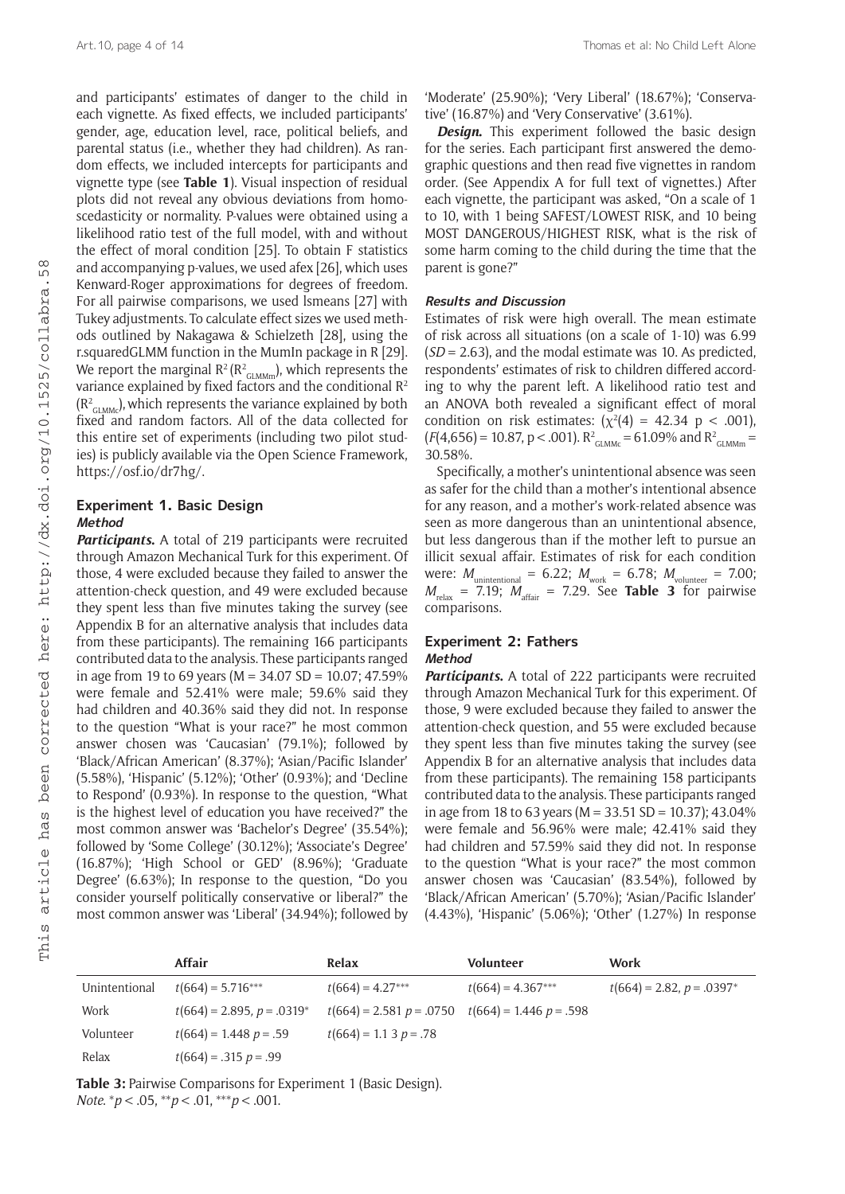and participants' estimates of danger to the child in each vignette. As fixed effects, we included participants' gender, age, education level, race, political beliefs, and parental status (i.e., whether they had children). As random effects, we included intercepts for participants and vignette type (see **Table 1**). Visual inspection of residual plots did not reveal any obvious deviations from homoscedasticity or normality. P-values were obtained using a likelihood ratio test of the full model, with and without the effect of moral condition [25]. To obtain F statistics and accompanying p-values, we used afex [26], which uses Kenward-Roger approximations for degrees of freedom. For all pairwise comparisons, we used lsmeans [27] with Tukey adjustments. To calculate effect sizes we used methods outlined by Nakagawa & Schielzeth [28], using the r.squaredGLMM function in the MumIn package in R [29]. We report the marginal $R^2$ ($R^2_{GLMMm}$), which represents the variance explained by fixed factors and the conditional $R^2$ ($R^2_{GLMMc}$), which represents the variance explained by both fixed and random factors. All of the data collected for this entire set of experiments (including two pilot studies) is publicly available via the Open Science Framework, https://osf.io/dr7hg/.

## Experiment 1. Basic Design

### Method

***Participants.*** A total of 219 participants were recruited through Amazon Mechanical Turk for this experiment. Of those, 4 were excluded because they failed to answer the attention-check question, and 49 were excluded because they spent less than five minutes taking the survey (see Appendix B for an alternative analysis that includes data from these participants). The remaining 166 participants contributed data to the analysis. These participants ranged in age from 19 to 69 years (M = 34.07 SD = 10.07; 47.59% were female and 52.41% were male; 59.6% said they had children and 40.36% said they did not. In response to the question "What is your race?" he most common answer chosen was 'Caucasian' (79.1%); followed by 'Black/African American' (8.37%); 'Asian/Pacific Islander' (5.58%), 'Hispanic' (5.12%); 'Other' (0.93%); and 'Decline to Respond' (0.93%). In response to the question, "What is the highest level of education you have received?" the most common answer was 'Bachelor's Degree' (35.54%); followed by 'Some College' (30.12%); 'Associate's Degree' (16.87%); 'High School or GED' (8.96%); 'Graduate Degree' (6.63%); In response to the question, "Do you consider yourself politically conservative or liberal?" the most common answer was 'Liberal' (34.94%); followed by 'Moderate' (25.90%); 'Very Liberal' (18.67%); 'Conservative' (16.87%) and 'Very Conservative' (3.61%).

***Design.*** This experiment followed the basic design for the series. Each participant first answered the demographic questions and then read five vignettes in random order. (See Appendix A for full text of vignettes.) After each vignette, the participant was asked, "On a scale of 1 to 10, with 1 being SAFEST/LOWEST RISK, and 10 being MOST DANGEROUS/HIGHEST RISK, what is the risk of some harm coming to the child during the time that the parent is gone?"

### Results and Discussion

Estimates of risk were high overall. The mean estimate of risk across all situations (on a scale of 1-10) was 6.99 (*SD* = 2.63), and the modal estimate was 10. As predicted, respondents' estimates of risk to children differed according to why the parent left. A likelihood ratio test and an ANOVA both revealed a significant effect of moral condition on risk estimates: ($\chi^2(4)$ = 42.34 p < .001), ($F(4,656)$ = 10.87, p < .001). $R^2_{GLMMc}$ = 61.09% and $R^2_{GLMMm}$ = 30.58%.

Specifically, a mother's unintentional absence was seen as safer for the child than a mother's intentional absence for any reason, and a mother's work-related absence was seen as more dangerous than an unintentional absence, but less dangerous than if the mother left to pursue an illicit sexual affair. Estimates of risk for each condition were: $M_{unintentional}$ = 6.22; $M_{work}$ = 6.78; $M_{volunteer}$ = 7.00; $M_{relax}$ = 7.19; $M_{affair}$ = 7.29. See **Table 3** for pairwise comparisons.

## Experiment 2: Fathers

### Method

***Participants.*** A total of 222 participants were recruited through Amazon Mechanical Turk for this experiment. Of those, 9 were excluded because they failed to answer the attention-check question, and 55 were excluded because they spent less than five minutes taking the survey (see Appendix B for an alternative analysis that includes data from these participants). The remaining 158 participants contributed data to the analysis. These participants ranged in age from 18 to 63 years (M = 33.51 SD = 10.37); 43.04% were female and 56.96% were male; 42.41% said they had children and 57.59% said they did not. In response to the question "What is your race?" the most common answer chosen was 'Caucasian' (83.54%), followed by 'Black/African American' (5.70%); 'Asian/Pacific Islander' (4.43%), 'Hispanic' (5.06%); 'Other' (1.27%) In response

| | Affair | Relax | Volunteer | Work |
|---|---|---|---|---|
| Unintentional | $t(664) = 5.716^{***}$ | $t(664) = 4.27^{***}$ | $t(664) = 4.367^{***}$ | $t(664) = 2.82$, $p = .0397^{*}$ |
| Work | $t(664) = 2.895$, $p = .0319^{*}$ | $t(664) = 2.581$ $p = .0750$ | $t(664) = 1.446$ $p = .598$ | |
| Volunteer | $t(664) = 1.448$ $p = .59$ | $t(664) = 1.1\ 3$ $p = .78$ | | |
| Relax | $t(664) = .315$ $p = .99$ | | | |

**Table 3:** Pairwise Comparisons for Experiment 1 (Basic Design).
*Note.* $^{*}p < .05$, $^{**}p < .01$, $^{***}p < .001$.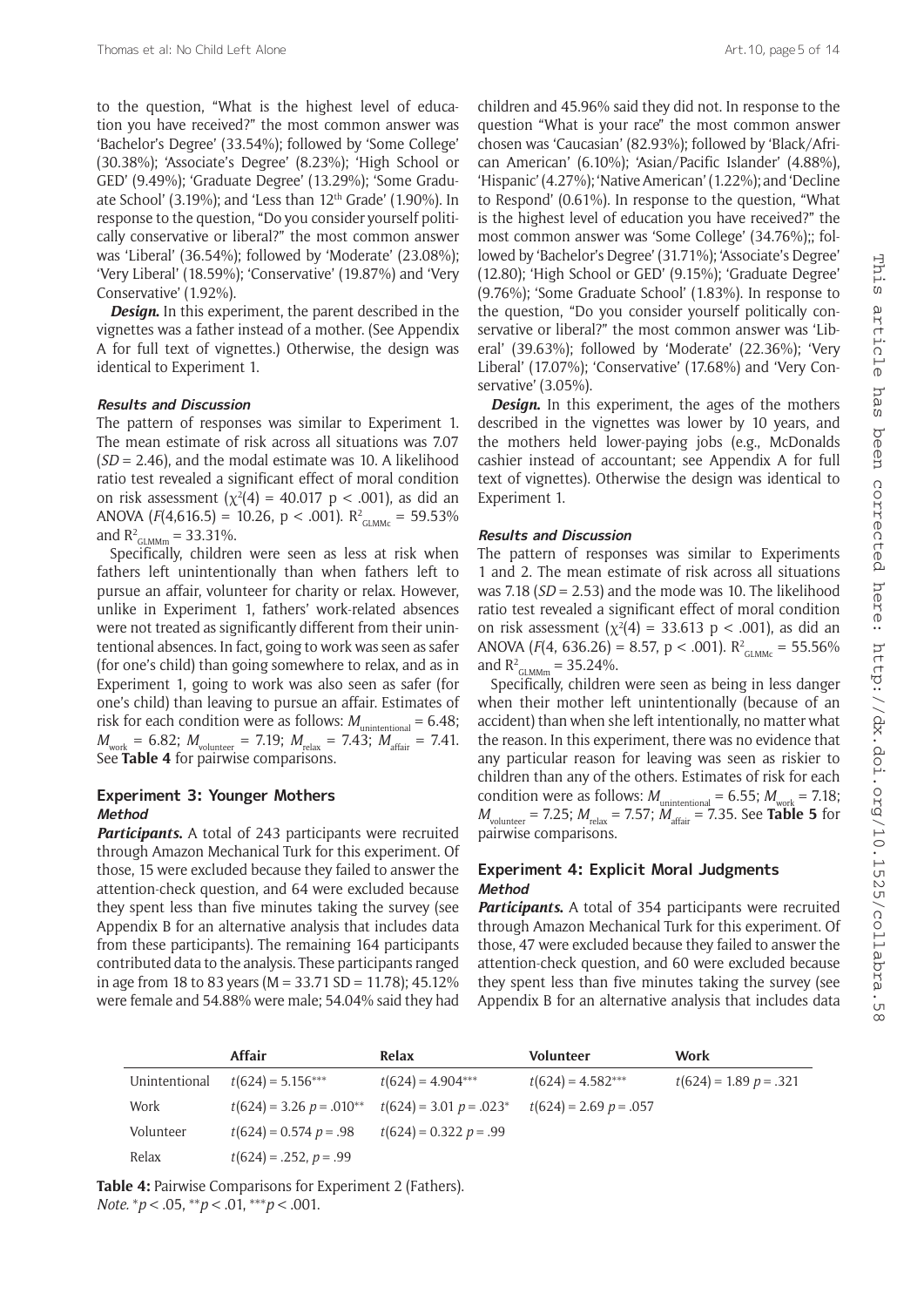to the question, "What is the highest level of education you have received?" the most common answer was 'Bachelor's Degree' (33.54%); followed by 'Some College' (30.38%); 'Associate's Degree' (8.23%); 'High School or GED' (9.49%); 'Graduate Degree' (13.29%); 'Some Graduate School' (3.19%); and 'Less than 12th Grade' (1.90%). In response to the question, "Do you consider yourself politically conservative or liberal?" the most common answer was 'Liberal' (36.54%); followed by 'Moderate' (23.08%); 'Very Liberal' (18.59%); 'Conservative' (19.87%) and 'Very Conservative' (1.92%).

***Design.*** In this experiment, the parent described in the vignettes was a father instead of a mother. (See Appendix A for full text of vignettes.) Otherwise, the design was identical to Experiment 1.

#### Results and Discussion

The pattern of responses was similar to Experiment 1. The mean estimate of risk across all situations was 7.07 ($SD$ = 2.46), and the modal estimate was 10. A likelihood ratio test revealed a significant effect of moral condition on risk assessment ($\chi^2(4) = 40.017$ $p < .001$), as did an ANOVA ($F(4,616.5) = 10.26$, $p < .001$). $R^2_{GLMMc} = 59.53\%$ and $R^2_{GLMMm} = 33.31\%$.

Specifically, children were seen as less at risk when fathers left unintentionally than when fathers left to pursue an affair, volunteer for charity or relax. However, unlike in Experiment 1, fathers' work-related absences were not treated as significantly different from their unintentional absences. In fact, going to work was seen as safer (for one's child) than going somewhere to relax, and as in Experiment 1, going to work was also seen as safer (for one's child) than leaving to pursue an affair. Estimates of risk for each condition were as follows: $M_{unintentional} = 6.48$; $M_{work} = 6.82$; $M_{volunteer} = 7.19$; $M_{relax} = 7.43$; $M_{affair} = 7.41$. See **Table 4** for pairwise comparisons.

## Experiment 3: Younger Mothers

### Method

***Participants.*** A total of 243 participants were recruited through Amazon Mechanical Turk for this experiment. Of those, 15 were excluded because they failed to answer the attention-check question, and 64 were excluded because they spent less than five minutes taking the survey (see Appendix B for an alternative analysis that includes data from these participants). The remaining 164 participants contributed data to the analysis. These participants ranged in age from 18 to 83 years (M = 33.71 SD = 11.78); 45.12% were female and 54.88% were male; 54.04% said they had children and 45.96% said they did not. In response to the question "What is your race" the most common answer chosen was 'Caucasian' (82.93%); followed by 'Black/African American' (6.10%); 'Asian/Pacific Islander' (4.88%), 'Hispanic' (4.27%); 'Native American' (1.22%); and 'Decline to Respond' (0.61%). In response to the question, "What is the highest level of education you have received?" the most common answer was 'Some College' (34.76%);; followed by 'Bachelor's Degree' (31.71%); 'Associate's Degree' (12.80); 'High School or GED' (9.15%); 'Graduate Degree' (9.76%); 'Some Graduate School' (1.83%). In response to the question, "Do you consider yourself politically conservative or liberal?" the most common answer was 'Liberal' (39.63%); followed by 'Moderate' (22.36%); 'Very Liberal' (17.07%); 'Conservative' (17.68%) and 'Very Conservative' (3.05%).

***Design.*** In this experiment, the ages of the mothers described in the vignettes was lower by 10 years, and the mothers held lower-paying jobs (e.g., McDonalds cashier instead of accountant; see Appendix A for full text of vignettes). Otherwise the design was identical to Experiment 1.

#### Results and Discussion

The pattern of responses was similar to Experiments 1 and 2. The mean estimate of risk across all situations was 7.18 ($SD$ = 2.53) and the mode was 10. The likelihood ratio test revealed a significant effect of moral condition on risk assessment ($\chi^2(4) = 33.613$ $p < .001$), as did an ANOVA ($F(4, 636.26) = 8.57$, $p < .001$). $R^2_{GLMMc} = 55.56\%$ and $R^2_{GLMMm} = 35.24\%$.

Specifically, children were seen as being in less danger when their mother left unintentionally (because of an accident) than when she left intentionally, no matter what the reason. In this experiment, there was no evidence that any particular reason for leaving was seen as riskier to children than any of the others. Estimates of risk for each condition were as follows: $M_{unintentional} = 6.55$; $M_{work} = 7.18$; $M_{volunteer} = 7.25$; $M_{relax} = 7.57$; $M_{affair} = 7.35$. See **Table 5** for pairwise comparisons.

## Experiment 4: Explicit Moral Judgments

### Method

***Participants.*** A total of 354 participants were recruited through Amazon Mechanical Turk for this experiment. Of those, 47 were excluded because they failed to answer the attention-check question, and 60 were excluded because they spent less than five minutes taking the survey (see Appendix B for an alternative analysis that includes data

| | Affair | Relax | Volunteer | Work |
|---|---|---|---|---|
| Unintentional | $t(624) = 5.156^{***}$ | $t(624) = 4.904^{***}$ | $t(624) = 4.582^{***}$ | $t(624) = 1.89$ $p = .321$ |
| Work | $t(624) = 3.26$ $p = .010^{**}$ | $t(624) = 3.01$ $p = .023^{*}$ | $t(624) = 2.69$ $p = .057$ | |
| Volunteer | $t(624) = 0.574$ $p = .98$ | $t(624) = 0.322$ $p = .99$ | | |
| Relax | $t(624) = .252$, $p = .99$ | | | |

**Table 4:** Pairwise Comparisons for Experiment 2 (Fathers).
*Note*. $^{*}p < .05$, $^{**}p < .01$, $^{***}p < .001$.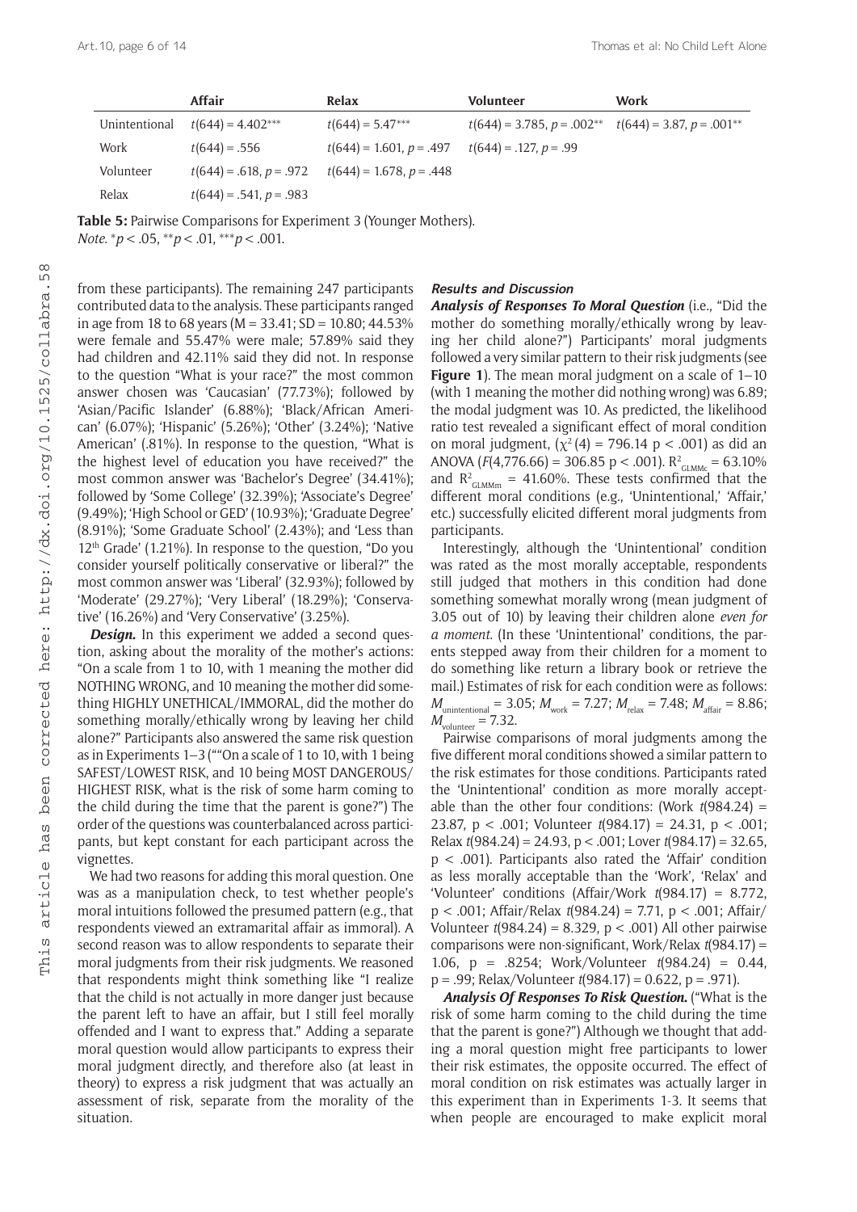| | Affair | Relax | Volunteer | Work |
|---|---|---|---|---|
| Unintentional | $t(644) = 4.402$*** | $t(644) = 5.47$*** | $t(644) = 3.785$, $p = .002$** | $t(644) = 3.87$, $p = .001$** |
| Work | $t(644) = .556$ | $t(644) = 1.601$, $p = .497$ | $t(644) = .127$, $p = .99$ | |
| Volunteer | $t(644) = .618$, $p = .972$ | $t(644) = 1.678$, $p = .448$ | | |
| Relax | $t(644) = .541$, $p = .983$ | | | |

**Table 5:** Pairwise Comparisons for Experiment 3 (Younger Mothers).
*Note.* *$p < .05$, **$p < .01$, ***$p < .001$.

from these participants). The remaining 247 participants contributed data to the analysis. These participants ranged in age from 18 to 68 years (M = 33.41; SD = 10.80; 44.53% were female and 55.47% were male; 57.89% said they had children and 42.11% said they did not. In response to the question "What is your race?" the most common answer chosen was 'Caucasian' (77.73%); followed by 'Asian/Pacific Islander' (6.88%); 'Black/African American' (6.07%); 'Hispanic' (5.26%); 'Other' (3.24%); 'Native American' (.81%). In response to the question, "What is the highest level of education you have received?" the most common answer was 'Bachelor's Degree' (34.41%); followed by 'Some College' (32.39%); 'Associate's Degree' (9.49%); 'High School or GED' (10.93%); 'Graduate Degree' (8.91%); 'Some Graduate School' (2.43%); and 'Less than 12th Grade' (1.21%). In response to the question, "Do you consider yourself politically conservative or liberal?" the most common answer was 'Liberal' (32.93%); followed by 'Moderate' (29.27%); 'Very Liberal' (18.29%); 'Conservative' (16.26%) and 'Very Conservative' (3.25%).

***Design.*** In this experiment we added a second question, asking about the morality of the mother's actions: "On a scale from 1 to 10, with 1 meaning the mother did NOTHING WRONG, and 10 meaning the mother did something HIGHLY UNETHICAL/IMMORAL, did the mother do something morally/ethically wrong by leaving her child alone?" Participants also answered the same risk question as in Experiments 1–3 (""On a scale of 1 to 10, with 1 being SAFEST/LOWEST RISK, and 10 being MOST DANGEROUS/HIGHEST RISK, what is the risk of some harm coming to the child during the time that the parent is gone?") The order of the questions was counterbalanced across participants, but kept constant for each participant across the vignettes.

We had two reasons for adding this moral question. One was as a manipulation check, to test whether people's moral intuitions followed the presumed pattern (e.g., that respondents viewed an extramarital affair as immoral). A second reason was to allow respondents to separate their moral judgments from their risk judgments. We reasoned that respondents might think something like "I realize that the child is not actually in more danger just because the parent left to have an affair, but I still feel morally offended and I want to express that." Adding a separate moral question would allow participants to express their moral judgment directly, and therefore also (at least in theory) to express a risk judgment that was actually an assessment of risk, separate from the morality of the situation.

### Results and Discussion

***Analysis of Responses To Moral Question*** (i.e., "Did the mother do something morally/ethically wrong by leaving her child alone?") Participants' moral judgments followed a very similar pattern to their risk judgments (see **Figure 1**). The mean moral judgment on a scale of 1–10 (with 1 meaning the mother did nothing wrong) was 6.89; the modal judgment was 10. As predicted, the likelihood ratio test revealed a significant effect of moral condition on moral judgment, ($\chi^2(4) = 796.14$ $p < .001$) as did an ANOVA ($F(4,776.66) = 306.85$ $p < .001$). $R^2_{GLMMc} = 63.10\%$ and $R^2_{GLMMm} = 41.60\%$. These tests confirmed that the different moral conditions (e.g., 'Unintentional,' 'Affair,' etc.) successfully elicited different moral judgments from participants.

Interestingly, although the 'Unintentional' condition was rated as the most morally acceptable, respondents still judged that mothers in this condition had done something somewhat morally wrong (mean judgment of 3.05 out of 10) by leaving their children alone *even for a moment*. (In these 'Unintentional' conditions, the parents stepped away from their children for a moment to do something like return a library book or retrieve the mail.) Estimates of risk for each condition were as follows: $M_{unintentional} = 3.05$; $M_{work} = 7.27$; $M_{relax} = 7.48$; $M_{affair} = 8.86$; $M_{volunteer} = 7.32$.

Pairwise comparisons of moral judgments among the five different moral conditions showed a similar pattern to the risk estimates for those conditions. Participants rated the 'Unintentional' condition as more morally acceptable than the other four conditions: (Work $t(984.24) = 23.87$, $p < .001$; Volunteer $t(984.17) = 24.31$, $p < .001$; Relax $t(984.24) = 24.93$, $p < .001$; Lover $t(984.17) = 32.65$, $p < .001$). Participants also rated the 'Affair' condition as less morally acceptable than the 'Work', 'Relax' and 'Volunteer' conditions (Affair/Work $t(984.17) = 8.772$, $p < .001$; Affair/Relax $t(984.24) = 7.71$, $p < .001$; Affair/Volunteer $t(984.24) = 8.329$, $p < .001$) All other pairwise comparisons were non-significant, Work/Relax $t(984.17) = 1.06$, $p = .8254$; Work/Volunteer $t(984.24) = 0.44$, $p = .99$; Relax/Volunteer $t(984.17) = 0.622$, $p = .971$).

***Analysis Of Responses To Risk Question.*** ("What is the risk of some harm coming to the child during the time that the parent is gone?") Although we thought that adding a moral question might free participants to lower their risk estimates, the opposite occurred. The effect of moral condition on risk estimates was actually larger in this experiment than in Experiments 1-3. It seems that when people are encouraged to make explicit moral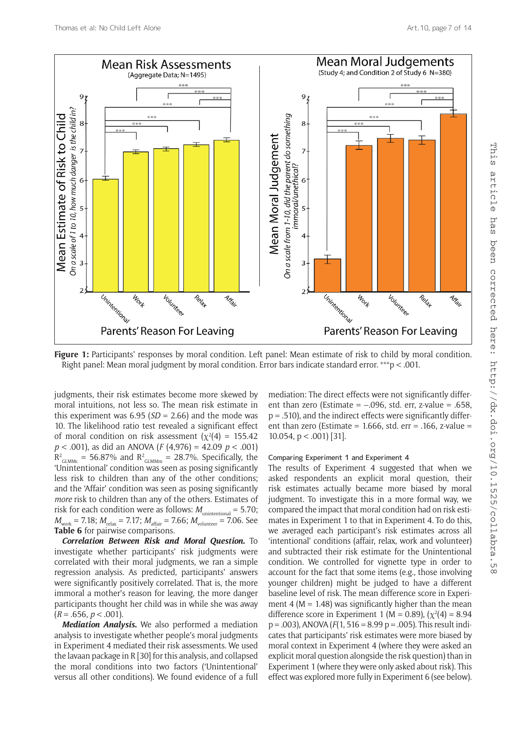Mean Risk Assessments
(Aggregate Data; N=1495)

Mean Estimate of Risk to Child
*On a scale of 1 to 10, how much danger is the child in?*

Unintentional
Work
Volunteer
Relax
Affair

Parents' Reason For Leaving

Mean Moral Judgements
(Study 4; and Condition 2 of Study 6 N=380)

Mean Moral Judgement
*On a scale from 1-10, did the parent do something immoral/unethical?*

Unintentional
Work
Volunteer
Relax
Affair

Parents' Reason For Leaving

**Figure 1:** Participants' responses by moral condition. Left panel: Mean estimate of risk to child by moral condition. Right panel: Mean moral judgment by moral condition. Error bars indicate standard error. ***p < .001.

judgments, their risk estimates become more skewed by moral intuitions, not less so. The mean risk estimate in this experiment was 6.95 ($SD$ = 2.66) and the mode was 10. The likelihood ratio test revealed a significant effect of moral condition on risk assessment ($\chi^2(4)$ = 155.42 $p < .001$), as did an ANOVA ($F$ (4,976) = 42.09 $p < .001$) $R^2_{GLMMc}$ = 56.87% and $R^2_{GLMMm}$ = 28.7%. Specifically, the 'Unintentional' condition was seen as posing significantly less risk to children than any of the other conditions; and the 'Affair' condition was seen as posing significantly *more* risk to children than any of the others. Estimates of risk for each condition were as follows: $M_{unintentional}$ = 5.70; $M_{work}$ = 7.18; $M_{relax}$ = 7.17; $M_{affair}$ = 7.66; $M_{volunteer}$ = 7.06. See **Table 6** for pairwise comparisons.

***Correlation Between Risk and Moral Question.*** To investigate whether participants' risk judgments were correlated with their moral judgments, we ran a simple regression analysis. As predicted, participants' answers were significantly positively correlated. That is, the more immoral a mother's reason for leaving, the more danger participants thought her child was in while she was away ($R$ = .656, $p < .001$).

***Mediation Analysis.*** We also performed a mediation analysis to investigate whether people's moral judgments in Experiment 4 mediated their risk assessments. We used the lavaan package in R [30] for this analysis, and collapsed the moral conditions into two factors ('Unintentional' versus all other conditions). We found evidence of a full mediation: The direct effects were not significantly different than zero (Estimate = –.096, std. err, z-value = .658, p = .510), and the indirect effects were significantly different than zero (Estimate = 1.666, std. err = .166, z-value = 10.054, p < .001) [31].

#### Comparing Experiment 1 and Experiment 4

The results of Experiment 4 suggested that when we asked respondents an explicit moral question, their risk estimates actually became more biased by moral judgment. To investigate this in a more formal way, we compared the impact that moral condition had on risk estimates in Experiment 1 to that in Experiment 4. To do this, we averaged each participant's risk estimates across all 'intentional' conditions (affair, relax, work and volunteer) and subtracted their risk estimate for the Unintentional condition. We controlled for vignette type in order to account for the fact that some items (e.g., those involving younger children) might be judged to have a different baseline level of risk. The mean difference score in Experiment 4 (M = 1.48) was significantly higher than the mean difference score in Experiment 1 (M = 0.89), ($\chi^2(4)$ = 8.94 p = .003), ANOVA ($F$(1, 516 = 8.99 p = .005). This result indicates that participants' risk estimates were more biased by moral context in Experiment 4 (where they were asked an explicit moral question alongside the risk question) than in Experiment 1 (where they were only asked about risk). This effect was explored more fully in Experiment 6 (see below).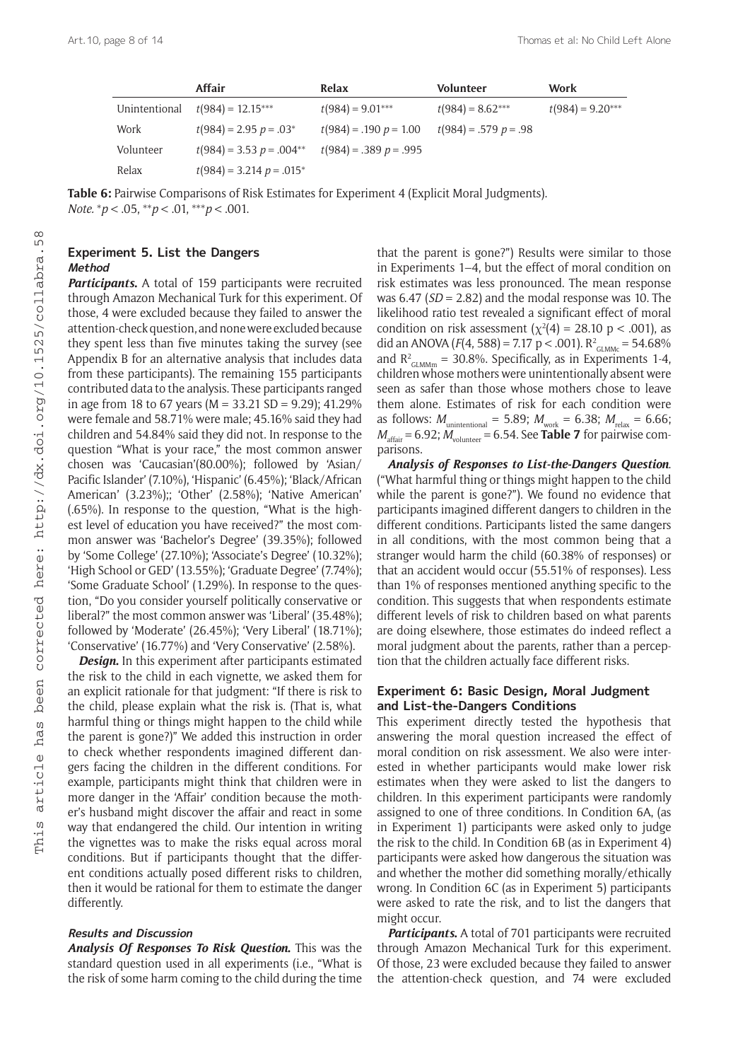| | Affair | Relax | Volunteer | Work |
|---|---|---|---|---|
| Unintentional | $t(984) = 12.15^{***}$ | $t(984) = 9.01^{***}$ | $t(984) = 8.62^{***}$ | $t(984) = 9.20^{***}$ |
| Work | $t(984) = 2.95$ $p = .03^{*}$ | $t(984) = .190$ $p = 1.00$ | $t(984) = .579$ $p = .98$ | |
| Volunteer | $t(984) = 3.53$ $p = .004^{**}$ | $t(984) = .389$ $p = .995$ | | |
| Relax | $t(984) = 3.214$ $p = .015^{*}$ | | | |

**Table 6:** Pairwise Comparisons of Risk Estimates for Experiment 4 (Explicit Moral Judgments).
*Note.* $^{*}p < .05$, $^{**}p < .01$, $^{***}p < .001$.

## Experiment 5. List the Dangers

### Method

***Participants.*** A total of 159 participants were recruited through Amazon Mechanical Turk for this experiment. Of those, 4 were excluded because they failed to answer the attention-check question, and none were excluded because they spent less than five minutes taking the survey (see Appendix B for an alternative analysis that includes data from these participants). The remaining 155 participants contributed data to the analysis. These participants ranged in age from 18 to 67 years (M = 33.21 SD = 9.29); 41.29% were female and 58.71% were male; 45.16% said they had children and 54.84% said they did not. In response to the question "What is your race," the most common answer chosen was 'Caucasian'(80.00%); followed by 'Asian/Pacific Islander' (7.10%), 'Hispanic' (6.45%); 'Black/African American' (3.23%);; 'Other' (2.58%); 'Native American' (.65%). In response to the question, "What is the highest level of education you have received?" the most common answer was 'Bachelor's Degree' (39.35%); followed by 'Some College' (27.10%); 'Associate's Degree' (10.32%); 'High School or GED' (13.55%); 'Graduate Degree' (7.74%); 'Some Graduate School' (1.29%). In response to the question, "Do you consider yourself politically conservative or liberal?" the most common answer was 'Liberal' (35.48%); followed by 'Moderate' (26.45%); 'Very Liberal' (18.71%); 'Conservative' (16.77%) and 'Very Conservative' (2.58%).

***Design.*** In this experiment after participants estimated the risk to the child in each vignette, we asked them for an explicit rationale for that judgment: "If there is risk to the child, please explain what the risk is. (That is, what harmful thing or things might happen to the child while the parent is gone?)" We added this instruction in order to check whether respondents imagined different dangers facing the children in the different conditions. For example, participants might think that children were in more danger in the 'Affair' condition because the mother's husband might discover the affair and react in some way that endangered the child. Our intention in writing the vignettes was to make the risks equal across moral conditions. But if participants thought that the different conditions actually posed different risks to children, then it would be rational for them to estimate the danger differently.

### Results and Discussion

***Analysis Of Responses To Risk Question.*** This was the standard question used in all experiments (i.e., "What is the risk of some harm coming to the child during the time that the parent is gone?") Results were similar to those in Experiments 1–4, but the effect of moral condition on risk estimates was less pronounced. The mean response was 6.47 (*SD* = 2.82) and the modal response was 10. The likelihood ratio test revealed a significant effect of moral condition on risk assessment ($\chi^2(4) = 28.10$ $p < .001$), as did an ANOVA ($F(4, 588) = 7.17$ $p < .001$). $R^2_{GLMMc} = 54.68\%$ and $R^2_{GLMMm} = 30.8\%$. Specifically, as in Experiments 1-4, children whose mothers were unintentionally absent were seen as safer than those whose mothers chose to leave them alone. Estimates of risk for each condition were as follows: $M_{unintentional} = 5.89$; $M_{work} = 6.38$; $M_{relax} = 6.66$; $M_{affair} = 6.92$; $M_{volunteer} = 6.54$. See **Table 7** for pairwise comparisons.

***Analysis of Responses to List-the-Dangers Question.*** ("What harmful thing or things might happen to the child while the parent is gone?"). We found no evidence that participants imagined different dangers to children in the different conditions. Participants listed the same dangers in all conditions, with the most common being that a stranger would harm the child (60.38% of responses) or that an accident would occur (55.51% of responses). Less than 1% of responses mentioned anything specific to the condition. This suggests that when respondents estimate different levels of risk to children based on what parents are doing elsewhere, those estimates do indeed reflect a moral judgment about the parents, rather than a perception that the children actually face different risks.

## Experiment 6: Basic Design, Moral Judgment and List-the-Dangers Conditions

This experiment directly tested the hypothesis that answering the moral question increased the effect of moral condition on risk assessment. We also were interested in whether participants would make lower risk estimates when they were asked to list the dangers to children. In this experiment participants were randomly assigned to one of three conditions. In Condition 6A, (as in Experiment 1) participants were asked only to judge the risk to the child. In Condition 6B (as in Experiment 4) participants were asked how dangerous the situation was and whether the mother did something morally/ethically wrong. In Condition 6C (as in Experiment 5) participants were asked to rate the risk, and to list the dangers that might occur.

***Participants.*** A total of 701 participants were recruited through Amazon Mechanical Turk for this experiment. Of those, 23 were excluded because they failed to answer the attention-check question, and 74 were excluded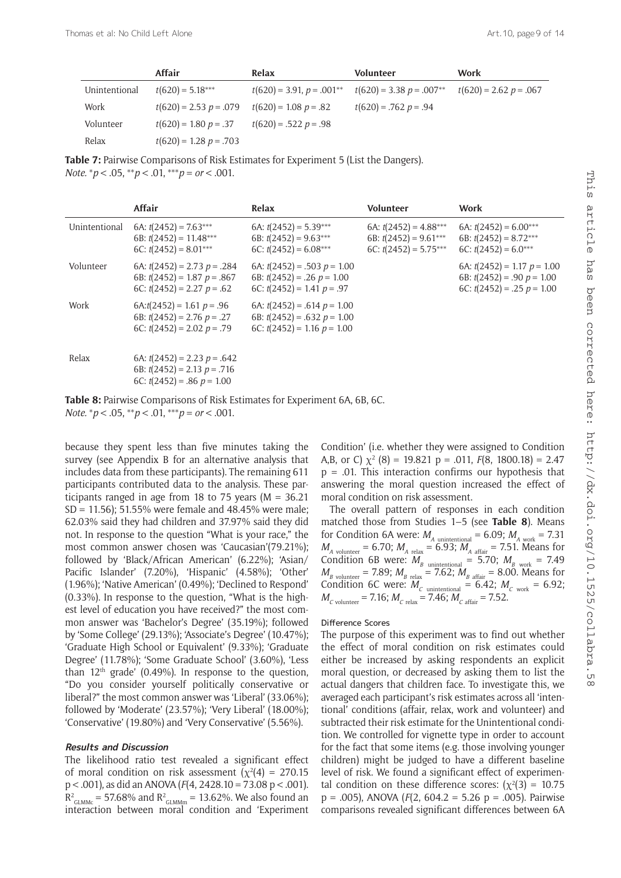| | Affair | Relax | Volunteer | Work |
|---|---|---|---|---|
| Unintentional | $t(620) = 5.18$*** | $t(620) = 3.91$, $p = .001$** | $t(620) = 3.38$ $p = .007$** | $t(620) = 2.62$ $p = .067$ |
| Work | $t(620) = 2.53$ $p = .079$ | $t(620) = 1.08$ $p = .82$ | $t(620) = .762$ $p = .94$ | |
| Volunteer | $t(620) = 1.80$ $p = .37$ | $t(620) = .522$ $p = .98$ | | |
| Relax | $t(620) = 1.28$ $p = .703$ | | | |

**Table 7:** Pairwise Comparisons of Risk Estimates for Experiment 5 (List the Dangers).
*Note.* *$p < .05$, **$p < .01$, ***$p =$ *or* $< .001$.

| | Affair | Relax | Volunteer | Work |
|---|---|---|---|---|
| Unintentional | 6A: $t(2452) = 7.63$***<br>6B: $t(2452) = 11.48$***<br>6C: $t(2452) = 8.01$*** | 6A: $t(2452) = 5.39$***<br>6B: $t(2452) = 9.63$***<br>6C: $t(2452) = 6.08$*** | 6A: $t(2452) = 4.88$***<br>6B: $t(2452) = 9.61$***<br>6C: $t(2452) = 5.75$*** | 6A: $t(2452) = 6.00$***<br>6B: $t(2452) = 8.72$***<br>6C: $t(2452) = 6.0$*** |
| Volunteer | 6A: $t(2452) = 2.73$ $p = .284$<br>6B: $t(2452) = 1.87$ $p = .867$<br>6C: $t(2452) = 2.27$ $p = .62$ | 6A: $t(2452) = .503$ $p = 1.00$<br>6B: $t(2452) = .26$ $p = 1.00$<br>6C: $t(2452) = 1.41$ $p = .97$ | | 6A: $t(2452) = 1.17$ $p = 1.00$<br>6B: $t(2452) = .90$ $p = 1.00$<br>6C: $t(2452) = .25$ $p = 1.00$ |
| Work | 6A: $t(2452) = 1.61$ $p = .96$<br>6B: $t(2452) = 2.76$ $p = .27$<br>6C: $t(2452) = 2.02$ $p = .79$ | 6A: $t(2452) = .614$ $p = 1.00$<br>6B: $t(2452) = .632$ $p = 1.00$<br>6C: $t(2452) = 1.16$ $p = 1.00$ | | |
| Relax | 6A: $t(2452) = 2.23$ $p = .642$<br>6B: $t(2452) = 2.13$ $p = .716$<br>6C: $t(2452) = .86$ $p = 1.00$ | | | |

**Table 8:** Pairwise Comparisons of Risk Estimates for Experiment 6A, 6B, 6C.
*Note.* *$p < .05$, **$p < .01$, ***$p =$ *or* $< .001$.

because they spent less than five minutes taking the survey (see Appendix B for an alternative analysis that includes data from these participants). The remaining 611 participants contributed data to the analysis. These participants ranged in age from 18 to 75 years ($M = 36.21$ $SD = 11.56$); 51.55% were female and 48.45% were male; 62.03% said they had children and 37.97% said they did not. In response to the question "What is your race," the most common answer chosen was 'Caucasian'(79.21%); followed by 'Black/African American' (6.22%); 'Asian/Pacific Islander' (7.20%), 'Hispanic' (4.58%); 'Other' (1.96%); 'Native American' (0.49%); 'Declined to Respond' (0.33%). In response to the question, "What is the highest level of education you have received?" the most common answer was 'Bachelor's Degree' (35.19%); followed by 'Some College' (29.13%); 'Associate's Degree' (10.47%); 'Graduate High School or Equivalent' (9.33%); 'Graduate Degree' (11.78%); 'Some Graduate School' (3.60%), 'Less than 12th grade' (0.49%). In response to the question, "Do you consider yourself politically conservative or liberal?" the most common answer was 'Liberal' (33.06%); followed by 'Moderate' (23.57%); 'Very Liberal' (18.00%); 'Conservative' (19.80%) and 'Very Conservative' (5.56%).

#### Results and Discussion

The likelihood ratio test revealed a significant effect of moral condition on risk assessment ($\chi^2(4) = 270.15$ $p < .001$), as did an ANOVA ($F(4, 2428.10 = 73.08$ $p < .001$). $R^2_{GLMMc} = 57.68\%$ and $R^2_{GLMMm} = 13.62\%$. We also found an interaction between moral condition and 'Experiment Condition' (i.e. whether they were assigned to Condition A,B, or C) $\chi^2$ (8) = 19.821 p = .011, $F(8, 1800.18) = 2.47$ $p = .01$. This interaction confirms our hypothesis that answering the moral question increased the effect of moral condition on risk assessment.

The overall pattern of responses in each condition matched those from Studies 1–5 (see **Table 8**). Means for Condition 6A were: $M_{A\ \text{unintentional}} = 6.09$; $M_{A\ \text{work}} = 7.31$ $M_{A\ \text{volunteer}} = 6.70$; $M_{A\ \text{relax}} = 6.93$; $M_{A\ \text{affair}} = 7.51$. Means for Condition 6B were: $M_{B\ \text{unintentional}} = 5.70$; $M_{B\ \text{work}} = 7.49$ $M_{B\ \text{volunteer}} = 7.89$; $M_{B\ \text{relax}} = 7.62$; $M_{B\ \text{affair}} = 8.00$. Means for Condition 6C were: $M_{C\ \text{unintentional}} = 6.42$; $M_{C\ \text{work}} = 6.92$; $M_{C\ \text{volunteer}} = 7.16$; $M_{C\ \text{relax}} = 7.46$; $M_{C\ \text{affair}} = 7.52$.

##### Difference Scores

The purpose of this experiment was to find out whether the effect of moral condition on risk estimates could either be increased by asking respondents an explicit moral question, or decreased by asking them to list the actual dangers that children face. To investigate this, we averaged each participant's risk estimates across all 'intentional' conditions (affair, relax, work and volunteer) and subtracted their risk estimate for the Unintentional condition. We controlled for vignette type in order to account for the fact that some items (e.g. those involving younger children) might be judged to have a different baseline level of risk. We found a significant effect of experimental condition on these difference scores: ($\chi^2(3) = 10.75$ $p = .005$), ANOVA ($F(2, 604.2 = 5.26$ $p = .005$). Pairwise comparisons revealed significant differences between 6A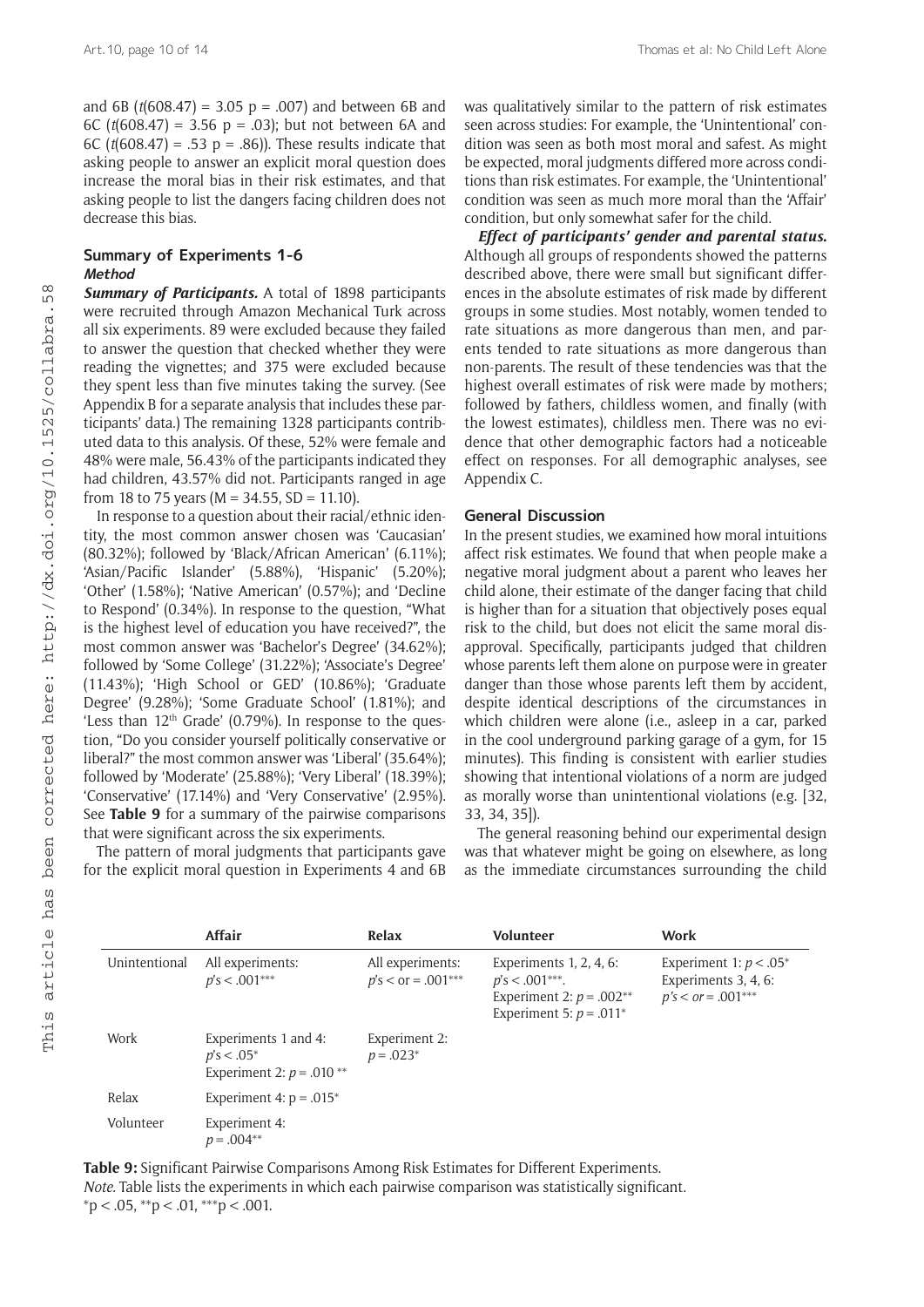and 6B ($t(608.47) = 3.05$ $p = .007$) and between 6B and 6C ($t(608.47) = 3.56$ $p = .03$); but not between 6A and 6C ($t(608.47) = .53$ $p = .86$)). These results indicate that asking people to answer an explicit moral question does increase the moral bias in their risk estimates, and that asking people to list the dangers facing children does not decrease this bias.

## Summary of Experiments 1-6

### *Method*

***Summary of Participants.*** A total of 1898 participants were recruited through Amazon Mechanical Turk across all six experiments. 89 were excluded because they failed to answer the question that checked whether they were reading the vignettes; and 375 were excluded because they spent less than five minutes taking the survey. (See Appendix B for a separate analysis that includes these participants' data.) The remaining 1328 participants contributed data to this analysis. Of these, 52% were female and 48% were male, 56.43% of the participants indicated they had children, 43.57% did not. Participants ranged in age from 18 to 75 years (M = 34.55, SD = 11.10).

In response to a question about their racial/ethnic identity, the most common answer chosen was 'Caucasian' (80.32%); followed by 'Black/African American' (6.11%); 'Asian/Pacific Islander' (5.88%), 'Hispanic' (5.20%); 'Other' (1.58%); 'Native American' (0.57%); and 'Decline to Respond' (0.34%). In response to a question, "What is the highest level of education you have received?", the most common answer was 'Bachelor's Degree' (34.62%); followed by 'Some College' (31.22%); 'Associate's Degree' (11.43%); 'High School or GED' (10.86%); 'Graduate Degree' (9.28%); 'Some Graduate School' (1.81%); and 'Less than 12th Grade' (0.79%). In response to the question, "Do you consider yourself politically conservative or liberal?" the most common answer was 'Liberal' (35.64%); followed by 'Moderate' (25.88%); 'Very Liberal' (18.39%); 'Conservative' (17.14%) and 'Very Conservative' (2.95%). See **Table 9** for a summary of the pairwise comparisons that were significant across the six experiments.

The pattern of moral judgments that participants gave for the explicit moral question in Experiments 4 and 6B was qualitatively similar to the pattern of risk estimates seen across studies: For example, the 'Unintentional' condition was seen as both most moral and safest. As might be expected, moral judgments differed more across conditions than risk estimates. For example, the 'Unintentional' condition was seen as much more moral than the 'Affair' condition, but only somewhat safer for the child.

***Effect of participants' gender and parental status.*** Although all groups of respondents showed the patterns described above, there were small but significant differences in the absolute estimates of risk made by different groups in some studies. Most notably, women tended to rate situations as more dangerous than men, and parents tended to rate situations as more dangerous than non-parents. The result of these tendencies was that the highest overall estimates of risk were made by mothers; followed by fathers, childless women, and finally (with the lowest estimates), childless men. There was no evidence that other demographic factors had a noticeable effect on responses. For all demographic analyses, see Appendix C.

## General Discussion

In the present studies, we examined how moral intuitions affect risk estimates. We found that when people make a negative moral judgment about a parent who leaves her child alone, their estimate of the danger facing that child is higher than for a situation that objectively poses equal risk to the child, but does not elicit the same moral disapproval. Specifically, participants judged that children whose parents left them alone on purpose were in greater danger than those whose parents left them by accident, despite identical descriptions of the circumstances in which children were alone (i.e., asleep in a car, parked in the cool underground parking garage of a gym, for 15 minutes). This finding is consistent with earlier studies showing that intentional violations of a norm are judged as morally worse than unintentional violations (e.g. [32, 33, 34, 35]).

The general reasoning behind our experimental design was that whatever might be going on elsewhere, as long as the immediate circumstances surrounding the child

| | Affair | Relax | Volunteer | Work |
|---|---|---|---|---|
| Unintentional | All experiments: $p$'s < .001*** | All experiments: $p$'s < or = .001*** | Experiments 1, 2, 4, 6: $p$'s < .001***. Experiment 2: $p = .002$** Experiment 5: $p = .011$* | Experiment 1: $p < .05$* Experiments 3, 4, 6: $p$'s < or = .001*** |
| Work | Experiments 1 and 4: $p$'s < .05* Experiment 2: $p = .010$ ** | Experiment 2: $p = .023$* | | |
| Relax | Experiment 4: $p = .015$* | | | |
| Volunteer | Experiment 4: $p = .004$** | | | |

**Table 9:** Significant Pairwise Comparisons Among Risk Estimates for Different Experiments.
*Note.* Table lists the experiments in which each pairwise comparison was statistically significant.
*$p < .05$, **$p < .01$, ***$p < .001$.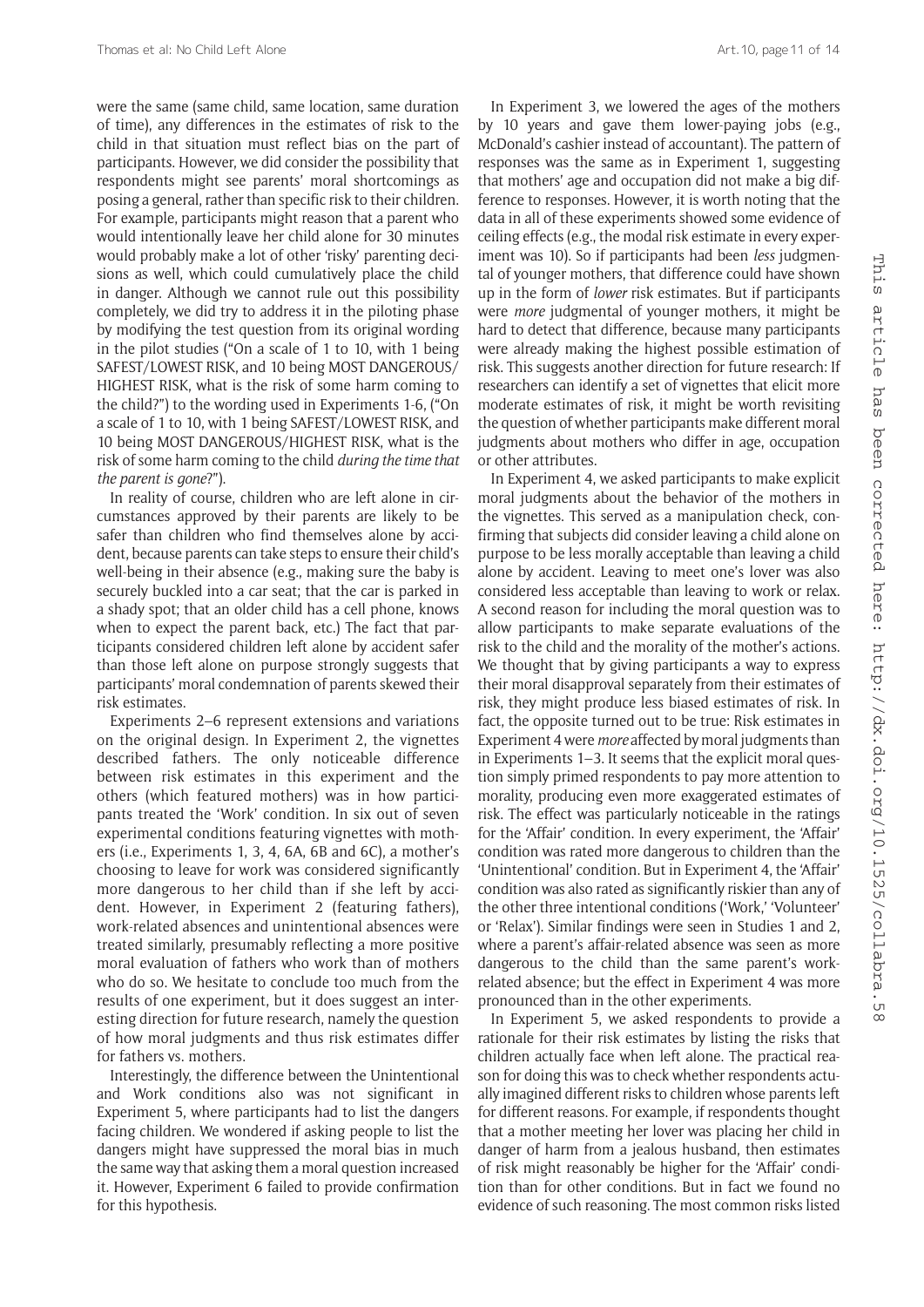were the same (same child, same location, same duration of time), any differences in the estimates of risk to the child in that situation must reflect bias on the part of participants. However, we did consider the possibility that respondents might see parents' moral shortcomings as posing a general, rather than specific risk to their children. For example, participants might reason that a parent who would intentionally leave her child alone for 30 minutes would probably make a lot of other 'risky' parenting decisions as well, which could cumulatively place the child in danger. Although we cannot rule out this possibility completely, we did try to address it in the piloting phase by modifying the test question from its original wording in the pilot studies ("On a scale of 1 to 10, with 1 being SAFEST/LOWEST RISK, and 10 being MOST DANGEROUS/HIGHEST RISK, what is the risk of some harm coming to the child?") to the wording used in Experiments 1-6, ("On a scale of 1 to 10, with 1 being SAFEST/LOWEST RISK, and 10 being MOST DANGEROUS/HIGHEST RISK, what is the risk of some harm coming to the child *during the time that the parent is gone*?").

In reality of course, children who are left alone in circumstances approved by their parents are likely to be safer than children who find themselves alone by accident, because parents can take steps to ensure their child's well-being in their absence (e.g., making sure the baby is securely buckled into a car seat; that the car is parked in a shady spot; that an older child has a cell phone, knows when to expect the parent back, etc.) The fact that participants considered children left alone by accident safer than those left alone on purpose strongly suggests that participants' moral condemnation of parents skewed their risk estimates.

Experiments 2–6 represent extensions and variations on the original design. In Experiment 2, the vignettes described fathers. The only noticeable difference between risk estimates in this experiment and the others (which featured mothers) was in how participants treated the 'Work' condition. In six out of seven experimental conditions featuring vignettes with mothers (i.e., Experiments 1, 3, 4, 6A, 6B and 6C), a mother's choosing to leave for work was considered significantly more dangerous to her child than if she left by accident. However, in Experiment 2 (featuring fathers), work-related absences and unintentional absences were treated similarly, presumably reflecting a more positive moral evaluation of fathers who work than of mothers who do so. We hesitate to conclude too much from the results of one experiment, but it does suggest an interesting direction for future research, namely the question of how moral judgments and thus risk estimates differ for fathers vs. mothers.

Interestingly, the difference between the Unintentional and Work conditions also was not significant in Experiment 5, where participants had to list the dangers facing children. We wondered if asking people to list the dangers might have suppressed the moral bias in much the same way that asking them a moral question increased it. However, Experiment 6 failed to provide confirmation for this hypothesis.

In Experiment 3, we lowered the ages of the mothers by 10 years and gave them lower-paying jobs (e.g., McDonald's cashier instead of accountant). The pattern of responses was the same as in Experiment 1, suggesting that mothers' age and occupation did not make a big difference to responses. However, it is worth noting that the data in all of these experiments showed some evidence of ceiling effects (e.g., the modal risk estimate in every experiment was 10). So if participants had been *less* judgmental of younger mothers, that difference could have shown up in the form of *lower* risk estimates. But if participants were *more* judgmental of younger mothers, it might be hard to detect that difference, because many participants were already making the highest possible estimation of risk. This suggests another direction for future research: If researchers can identify a set of vignettes that elicit more moderate estimates of risk, it might be worth revisiting the question of whether participants make different moral judgments about mothers who differ in age, occupation or other attributes.

In Experiment 4, we asked participants to make explicit moral judgments about the behavior of the mothers in the vignettes. This served as a manipulation check, confirming that subjects did consider leaving a child alone on purpose to be less morally acceptable than leaving a child alone by accident. Leaving to meet one's lover was also considered less acceptable than leaving to work or relax. A second reason for including the moral question was to allow participants to make separate evaluations of the risk to the child and the morality of the mother's actions. We thought that by giving participants a way to express their moral disapproval separately from their estimates of risk, they might produce less biased estimates of risk. In fact, the opposite turned out to be true: Risk estimates in Experiment 4 were *more* affected by moral judgments than in Experiments 1–3. It seems that the explicit moral question simply primed respondents to pay more attention to morality, producing even more exaggerated estimates of risk. The effect was particularly noticeable in the ratings for the 'Affair' condition. In every experiment, the 'Affair' condition was rated more dangerous to children than the 'Unintentional' condition. But in Experiment 4, the 'Affair' condition was also rated as significantly riskier than any of the other three intentional conditions ('Work,' 'Volunteer' or 'Relax'). Similar findings were seen in Studies 1 and 2, where a parent's affair-related absence was seen as more dangerous to the child than the same parent's work-related absence; but the effect in Experiment 4 was more pronounced than in the other experiments.

In Experiment 5, we asked respondents to provide a rationale for their risk estimates by listing the risks that children actually face when left alone. The practical reason for doing this was to check whether respondents actually imagined different risks to children whose parents left for different reasons. For example, if respondents thought that a mother meeting her lover was placing her child in danger of harm from a jealous husband, then estimates of risk might reasonably be higher for the 'Affair' condition than for other conditions. But in fact we found no evidence of such reasoning. The most common risks listed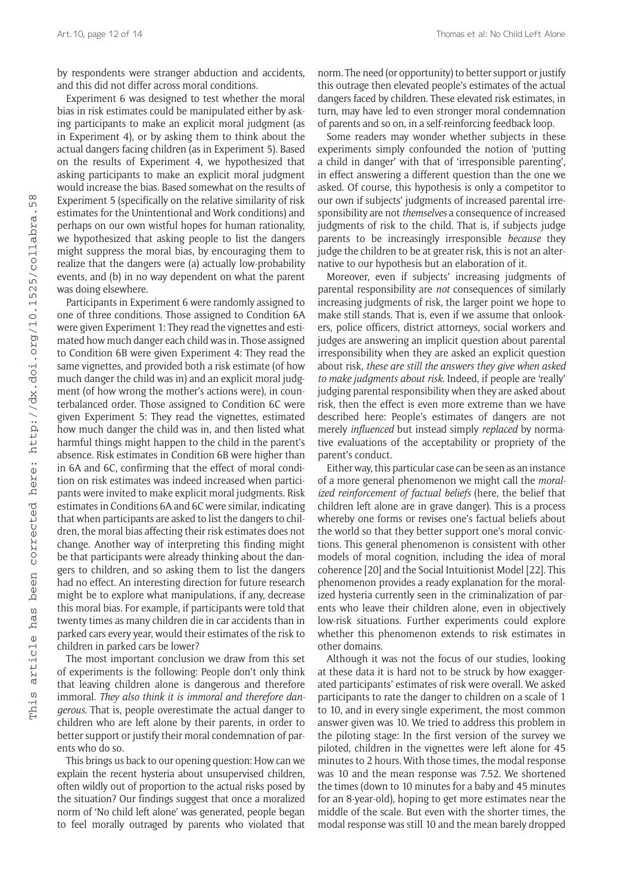by respondents were stranger abduction and accidents, and this did not differ across moral conditions.

Experiment 6 was designed to test whether the moral bias in risk estimates could be manipulated either by asking participants to make an explicit moral judgment (as in Experiment 4), or by asking them to think about the actual dangers facing children (as in Experiment 5). Based on the results of Experiment 4, we hypothesized that asking participants to make an explicit moral judgment would increase the bias. Based somewhat on the results of Experiment 5 (specifically on the relative similarity of risk estimates for the Unintentional and Work conditions) and perhaps on our own wistful hopes for human rationality, we hypothesized that asking people to list the dangers might suppress the moral bias, by encouraging them to realize that the dangers were (a) actually low-probability events, and (b) in no way dependent on what the parent was doing elsewhere.

Participants in Experiment 6 were randomly assigned to one of three conditions. Those assigned to Condition 6A were given Experiment 1: They read the vignettes and estimated how much danger each child was in. Those assigned to Condition 6B were given Experiment 4: They read the same vignettes, and provided both a risk estimate (of how much danger the child was in) and an explicit moral judgment (of how wrong the mother's actions were), in counterbalanced order. Those assigned to Condition 6C were given Experiment 5: They read the vignettes, estimated how much danger the child was in, and then listed what harmful things might happen to the child in the parent's absence. Risk estimates in Condition 6B were higher than in 6A and 6C, confirming that the effect of moral condition on risk estimates was indeed increased when participants were invited to make explicit moral judgments. Risk estimates in Conditions 6A and 6C were similar, indicating that when participants are asked to list the dangers to children, the moral bias affecting their risk estimates does not change. Another way of interpreting this finding might be that participants were already thinking about the dangers to children, and so asking them to list the dangers had no effect. An interesting direction for future research might be to explore what manipulations, if any, decrease this moral bias. For example, if participants were told that twenty times as many children die in car accidents than in parked cars every year, would their estimates of the risk to children in parked cars be lower?

The most important conclusion we draw from this set of experiments is the following: People don't only think that leaving children alone is dangerous and therefore immoral. *They also think it is immoral and therefore dangerous.* That is, people overestimate the actual danger to children who are left alone by their parents, in order to better support or justify their moral condemnation of parents who do so.

This brings us back to our opening question: How can we explain the recent hysteria about unsupervised children, often wildly out of proportion to the actual risks posed by the situation? Our findings suggest that once a moralized norm of 'No child left alone' was generated, people began to feel morally outraged by parents who violated that norm. The need (or opportunity) to better support or justify this outrage then elevated people's estimates of the actual dangers faced by children. These elevated risk estimates, in turn, may have led to even stronger moral condemnation of parents and so on, in a self-reinforcing feedback loop.

Some readers may wonder whether subjects in these experiments simply confounded the notion of 'putting a child in danger' with that of 'irresponsible parenting', in effect answering a different question than the one we asked. Of course, this hypothesis is only a competitor to our own if subjects' judgments of increased parental irresponsibility are not *themselves* a consequence of increased judgments of risk to the child. That is, if subjects judge parents to be increasingly irresponsible *because* they judge the children to be at greater risk, this is not an alternative to our hypothesis but an elaboration of it.

Moreover, even if subjects' increasing judgments of parental responsibility are *not* consequences of similarly increasing judgments of risk, the larger point we hope to make still stands. That is, even if we assume that onlookers, police officers, district attorneys, social workers and judges are answering an implicit question about parental irresponsibility when they are asked an explicit question about risk, *these are still the answers they give when asked to make judgments about risk.* Indeed, if people are 'really' judging parental responsibility when they are asked about risk, then the effect is even more extreme than we have described here: People's estimates of dangers are not merely *influenced* but instead simply *replaced* by normative evaluations of the acceptability or propriety of the parent's conduct.

Either way, this particular case can be seen as an instance of a more general phenomenon we might call the *moralized reinforcement of factual beliefs* (here, the belief that children left alone are in grave danger). This is a process whereby one forms or revises one's factual beliefs about the world so that they better support one's moral convictions. This general phenomenon is consistent with other models of moral cognition, including the idea of moral coherence [20] and the Social Intuitionist Model [22]. This phenomenon provides a ready explanation for the moralized hysteria currently seen in the criminalization of parents who leave their children alone, even in objectively low-risk situations. Further experiments could explore whether this phenomenon extends to risk estimates in other domains.

Although it was not the focus of our studies, looking at these data it is hard not to be struck by how exaggerated participants' estimates of risk were overall. We asked participants to rate the danger to children on a scale of 1 to 10, and in every single experiment, the most common answer given was 10. We tried to address this problem in the piloting stage: In the first version of the survey we piloted, children in the vignettes were left alone for 45 minutes to 2 hours. With those times, the modal response was 10 and the mean response was 7.52. We shortened the times (down to 10 minutes for a baby and 45 minutes for an 8-year-old), hoping to get more estimates near the middle of the scale. But even with the shorter times, the modal response was still 10 and the mean barely dropped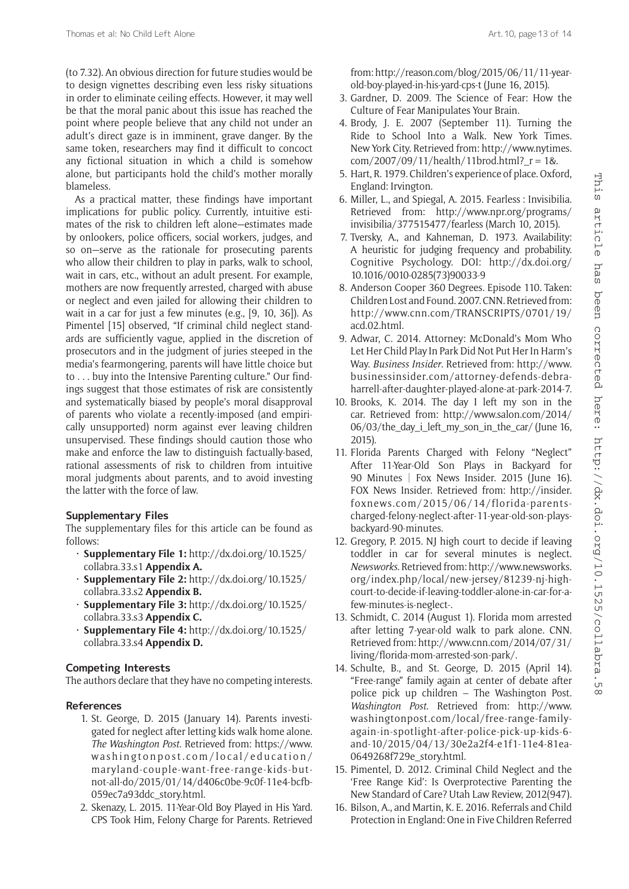(to 7.32). An obvious direction for future studies would be to design vignettes describing even less risky situations in order to eliminate ceiling effects. However, it may well be that the moral panic about this issue has reached the point where people believe that any child not under an adult's direct gaze is in imminent, grave danger. By the same token, researchers may find it difficult to concoct any fictional situation in which a child is somehow alone, but participants hold the child's mother morally blameless.

As a practical matter, these findings have important implications for public policy. Currently, intuitive estimates of the risk to children left alone—estimates made by onlookers, police officers, social workers, judges, and so on—serve as the rationale for prosecuting parents who allow their children to play in parks, walk to school, wait in cars, etc., without an adult present. For example, mothers are now frequently arrested, charged with abuse or neglect and even jailed for allowing their children to wait in a car for just a few minutes (e.g., [9, 10, 36]). As Pimentel [15] observed, "If criminal child neglect standards are sufficiently vague, applied in the discretion of prosecutors and in the judgment of juries steeped in the media's fearmongering, parents will have little choice but to . . . buy into the Intensive Parenting culture." Our findings suggest that those estimates of risk are consistently and systematically biased by people's moral disapproval of parents who violate a recently-imposed (and empirically unsupported) norm against ever leaving children unsupervised. These findings should caution those who make and enforce the law to distinguish factually-based, rational assessments of risk to children from intuitive moral judgments about parents, and to avoid investing the latter with the force of law.

## Supplementary Files

The supplementary files for this article can be found as follows:

- **Supplementary File 1:** http://dx.doi.org/10.1525/collabra.33.s1 **Appendix A.**
- **Supplementary File 2:** http://dx.doi.org/10.1525/collabra.33.s2 **Appendix B.**
- **Supplementary File 3:** http://dx.doi.org/10.1525/collabra.33.s3 **Appendix C.**
- **Supplementary File 4:** http://dx.doi.org/10.1525/collabra.33.s4 **Appendix D.**

## Competing Interests

The authors declare that they have no competing interests.

## References

1. St. George, D. 2015 (January 14). Parents investigated for neglect after letting kids walk home alone. *The Washington Post*. Retrieved from: https://www.washingtonpost.com/local/education/maryland-couple-want-free-range-kids-but-not-all-do/2015/01/14/d406c0be-9c0f-11e4-bcfb-059ec7a93ddc_story.html.
2. Skenazy, L. 2015. 11-Year-Old Boy Played in His Yard. CPS Took Him, Felony Charge for Parents. Retrieved from: http://reason.com/blog/2015/06/11/11-year-old-boy-played-in-his-yard-cps-t (June 16, 2015).
3. Gardner, D. 2009. The Science of Fear: How the Culture of Fear Manipulates Your Brain.
4. Brody, J. E. 2007 (September 11). Turning the Ride to School Into a Walk. New York Times. New York City. Retrieved from: http://www.nytimes.com/2007/09/11/health/11brod.html?_r = 1&.
5. Hart, R. 1979. Children's experience of place. Oxford, England: Irvington.
6. Miller, L., and Spiegal, A. 2015. Fearless : Invisibilia. Retrieved from: http://www.npr.org/programs/invisibilia/377515477/fearless (March 10, 2015).
7. Tversky, A., and Kahneman, D. 1973. Availability: A heuristic for judging frequency and probability. Cognitive Psychology. DOI: http://dx.doi.org/10.1016/0010-0285(73)90033-9
8. Anderson Cooper 360 Degrees. Episode 110. Taken: Children Lost and Found. 2007. CNN. Retrieved from: http://www.cnn.com/TRANSCRIPTS/0701/19/acd.02.html.
9. Adwar, C. 2014. Attorney: McDonald's Mom Who Let Her Child Play In Park Did Not Put Her In Harm's Way. *Business Insider*. Retrieved from: http://www.businessinsider.com/attorney-defends-debra-harrell-after-daughter-played-alone-at-park-2014-7.
10. Brooks, K. 2014. The day I left my son in the car. Retrieved from: http://www.salon.com/2014/06/03/the_day_i_left_my_son_in_the_car/ (June 16, 2015).
11. Florida Parents Charged with Felony "Neglect" After 11-Year-Old Son Plays in Backyard for 90 Minutes | Fox News Insider. 2015 (June 16). FOX News Insider. Retrieved from: http://insider.foxnews.com/2015/06/14/florida-parents-charged-felony-neglect-after-11-year-old-son-plays-backyard-90-minutes.
12. Gregory, P. 2015. NJ high court to decide if leaving toddler in car for several minutes is neglect. *Newsworks*. Retrieved from: http://www.newsworks.org/index.php/local/new-jersey/81239-nj-high-court-to-decide-if-leaving-toddler-alone-in-car-for-a-few-minutes-is-neglect-.
13. Schmidt, C. 2014 (August 1). Florida mom arrested after letting 7-year-old walk to park alone. CNN. Retrieved from: http://www.cnn.com/2014/07/31/living/florida-mom-arrested-son-park/.
14. Schulte, B., and St. George, D. 2015 (April 14). "Free-range" family again at center of debate after police pick up children – The Washington Post. *Washington Post*. Retrieved from: http://www.washingtonpost.com/local/free-range-family-again-in-spotlight-after-police-pick-up-kids-6-and-10/2015/04/13/30e2a2f4-e1f1-11e4-81ea-0649268f729e_story.html.
15. Pimentel, D. 2012. Criminal Child Neglect and the 'Free Range Kid': Is Overprotective Parenting the New Standard of Care? Utah Law Review, 2012(947).
16. Bilson, A., and Martin, K. E. 2016. Referrals and Child Protection in England: One in Five Children Referred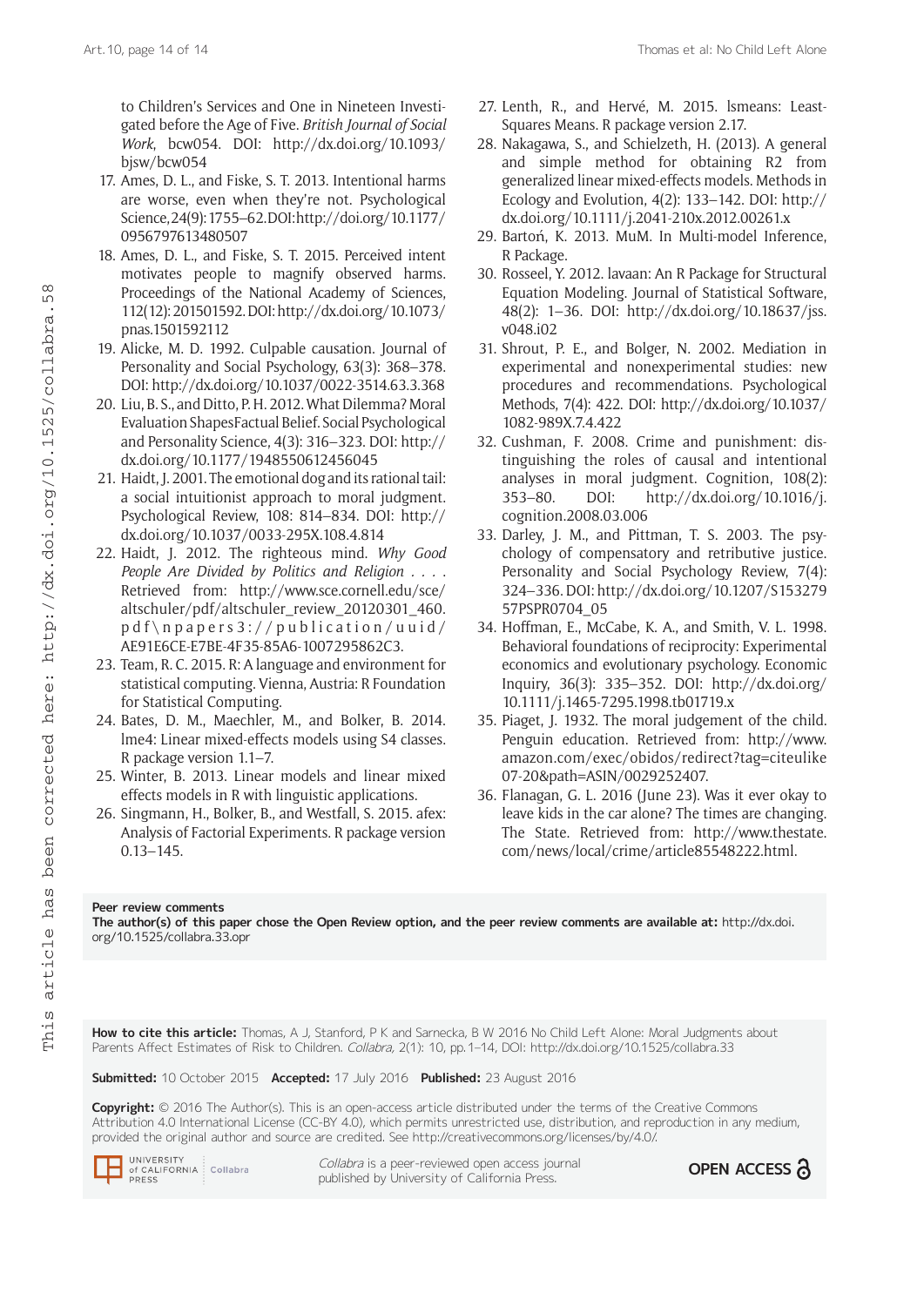to Children's Services and One in Nineteen Investigated before the Age of Five. *British Journal of Social Work*, bcw054. DOI: http://dx.doi.org/10.1093/bjsw/bcw054

17. Ames, D. L., and Fiske, S. T. 2013. Intentional harms are worse, even when they're not. Psychological Science, 24(9): 1755–62. DOI: http://doi.org/10.1177/0956797613480507
18. Ames, D. L., and Fiske, S. T. 2015. Perceived intent motivates people to magnify observed harms. Proceedings of the National Academy of Sciences, 112(12): 201501592. DOI: http://dx.doi.org/10.1073/pnas.1501592112
19. Alicke, M. D. 1992. Culpable causation. Journal of Personality and Social Psychology, 63(3): 368–378. DOI: http://dx.doi.org/10.1037/0022-3514.63.3.368
20. Liu, B. S., and Ditto, P. H. 2012. What Dilemma? Moral Evaluation Shapes Factual Belief. Social Psychological and Personality Science, 4(3): 316–323. DOI: http://dx.doi.org/10.1177/1948550612456045
21. Haidt, J. 2001. The emotional dog and its rational tail: a social intuitionist approach to moral judgment. Psychological Review, 108: 814–834. DOI: http://dx.doi.org/10.1037/0033-295X.108.4.814
22. Haidt, J. 2012. The righteous mind. *Why Good People Are Divided by Politics and Religion . . . .* Retrieved from: http://www.sce.cornell.edu/sce/altschuler/pdf/altschuler_review_20120301_460.pdf\npapers3://publication/uuid/AE91E6CE-E7BE-4F35-85A6-1007295862C3.
23. Team, R. C. 2015. R: A language and environment for statistical computing. Vienna, Austria: R Foundation for Statistical Computing.
24. Bates, D. M., Maechler, M., and Bolker, B. 2014. lme4: Linear mixed-effects models using S4 classes. R package version 1.1–7.
25. Winter, B. 2013. Linear models and linear mixed effects models in R with linguistic applications.
26. Singmann, H., Bolker, B., and Westfall, S. 2015. afex: Analysis of Factorial Experiments. R package version 0.13–145.
27. Lenth, R., and Hervé, M. 2015. lsmeans: Least-Squares Means. R package version 2.17.
28. Nakagawa, S., and Schielzeth, H. (2013). A general and simple method for obtaining R2 from generalized linear mixed-effects models. Methods in Ecology and Evolution, 4(2): 133–142. DOI: http://dx.doi.org/10.1111/j.2041-210x.2012.00261.x
29. Bartoń, K. 2013. MuM. In Multi-model Inference, R Package.
30. Rosseel, Y. 2012. lavaan: An R Package for Structural Equation Modeling. Journal of Statistical Software, 48(2): 1–36. DOI: http://dx.doi.org/10.18637/jss.v048.i02
31. Shrout, P. E., and Bolger, N. 2002. Mediation in experimental and nonexperimental studies: new procedures and recommendations. Psychological Methods, 7(4): 422. DOI: http://dx.doi.org/10.1037/1082-989X.7.4.422
32. Cushman, F. 2008. Crime and punishment: distinguishing the roles of causal and intentional analyses in moral judgment. Cognition, 108(2): 353–80. DOI: http://dx.doi.org/10.1016/j.cognition.2008.03.006
33. Darley, J. M., and Pittman, T. S. 2003. The psychology of compensatory and retributive justice. Personality and Social Psychology Review, 7(4): 324–336. DOI: http://dx.doi.org/10.1207/S15327957PSPR0704_05
34. Hoffman, E., McCabe, K. A., and Smith, V. L. 1998. Behavioral foundations of reciprocity: Experimental economics and evolutionary psychology. Economic Inquiry, 36(3): 335–352. DOI: http://dx.doi.org/10.1111/j.1465-7295.1998.tb01719.x
35. Piaget, J. 1932. The moral judgement of the child. Penguin education. Retrieved from: http://www.amazon.com/exec/obidos/redirect?tag=citeulike07-20&path=ASIN/0029252407.
36. Flanagan, G. L. 2016 (June 23). Was it ever okay to leave kids in the car alone? The times are changing. The State. Retrieved from: http://www.thestate.com/news/local/crime/article85548222.html.

**Peer review comments**
**The author(s) of this paper chose the Open Review option, and the peer review comments are available at:** http://dx.doi.org/10.1525/collabra.33.opr

**How to cite this article:** Thomas, A J, Stanford, P K and Sarnecka, B W 2016 No Child Left Alone: Moral Judgments about Parents Affect Estimates of Risk to Children. *Collabra*, 2(1): 10, pp. 1–14, DOI: http://dx.doi.org/10.1525/collabra.33

**Submitted:** 10 October 2015 **Accepted:** 17 July 2016 **Published:** 23 August 2016

**Copyright:** © 2016 The Author(s). This is an open-access article distributed under the terms of the Creative Commons Attribution 4.0 International License (CC-BY 4.0), which permits unrestricted use, distribution, and reproduction in any medium, provided the original author and source are credited. See http://creativecommons.org/licenses/by/4.0/.

*Collabra* is a peer-reviewed open access journal published by University of California Press.

OPEN ACCESS